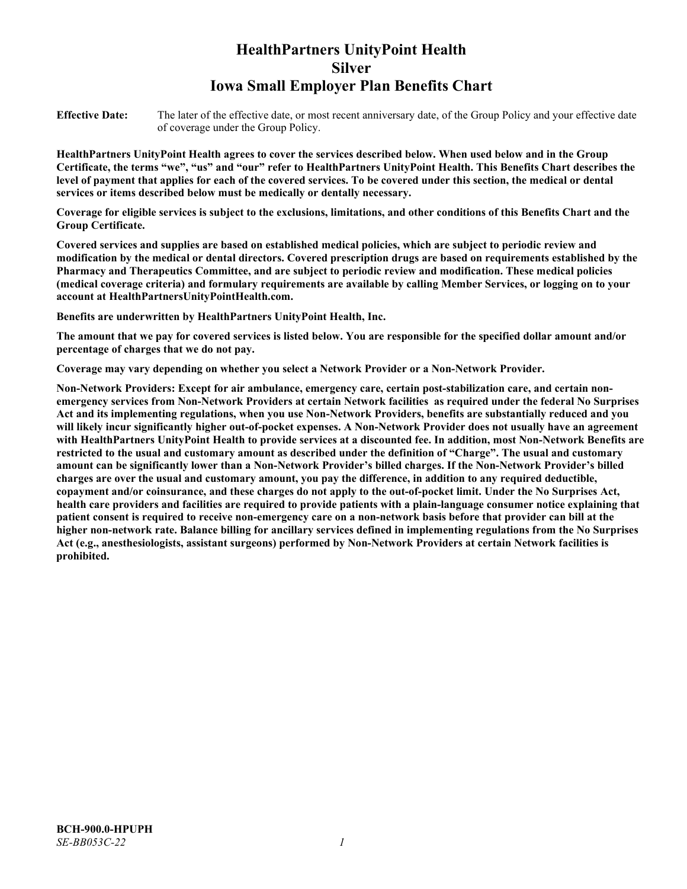# HealthPartners UnityPoint Health
# Silver
# Iowa Small Employer Plan Benefits Chart

**Effective Date:** The later of the effective date, or most recent anniversary date, of the Group Policy and your effective date of coverage under the Group Policy.

**HealthPartners UnityPoint Health agrees to cover the services described below. When used below and in the Group Certificate, the terms "we", "us" and "our" refer to HealthPartners UnityPoint Health. This Benefits Chart describes the level of payment that applies for each of the covered services. To be covered under this section, the medical or dental services or items described below must be medically or dentally necessary.**

**Coverage for eligible services is subject to the exclusions, limitations, and other conditions of this Benefits Chart and the Group Certificate.**

**Covered services and supplies are based on established medical policies, which are subject to periodic review and modification by the medical or dental directors. Covered prescription drugs are based on requirements established by the Pharmacy and Therapeutics Committee, and are subject to periodic review and modification. These medical policies (medical coverage criteria) and formulary requirements are available by calling Member Services, or logging on to your account at HealthPartnersUnityPointHealth.com.**

**Benefits are underwritten by HealthPartners UnityPoint Health, Inc.**

**The amount that we pay for covered services is listed below. You are responsible for the specified dollar amount and/or percentage of charges that we do not pay.**

**Coverage may vary depending on whether you select a Network Provider or a Non-Network Provider.**

**Non-Network Providers: Except for air ambulance, emergency care, certain post-stabilization care, and certain non-emergency services from Non-Network Providers at certain Network facilities as required under the federal No Surprises Act and its implementing regulations, when you use Non-Network Providers, benefits are substantially reduced and you will likely incur significantly higher out-of-pocket expenses. A Non-Network Provider does not usually have an agreement with HealthPartners UnityPoint Health to provide services at a discounted fee. In addition, most Non-Network Benefits are restricted to the usual and customary amount as described under the definition of "Charge". The usual and customary amount can be significantly lower than a Non-Network Provider's billed charges. If the Non-Network Provider's billed charges are over the usual and customary amount, you pay the difference, in addition to any required deductible, copayment and/or coinsurance, and these charges do not apply to the out-of-pocket limit. Under the No Surprises Act, health care providers and facilities are required to provide patients with a plain-language consumer notice explaining that patient consent is required to receive non-emergency care on a non-network basis before that provider can bill at the higher non-network rate. Balance billing for ancillary services defined in implementing regulations from the No Surprises Act (e.g., anesthesiologists, assistant surgeons) performed by Non-Network Providers at certain Network facilities is prohibited.**

**BCH-900.0-HPUPH**
*SE-BB053C-22*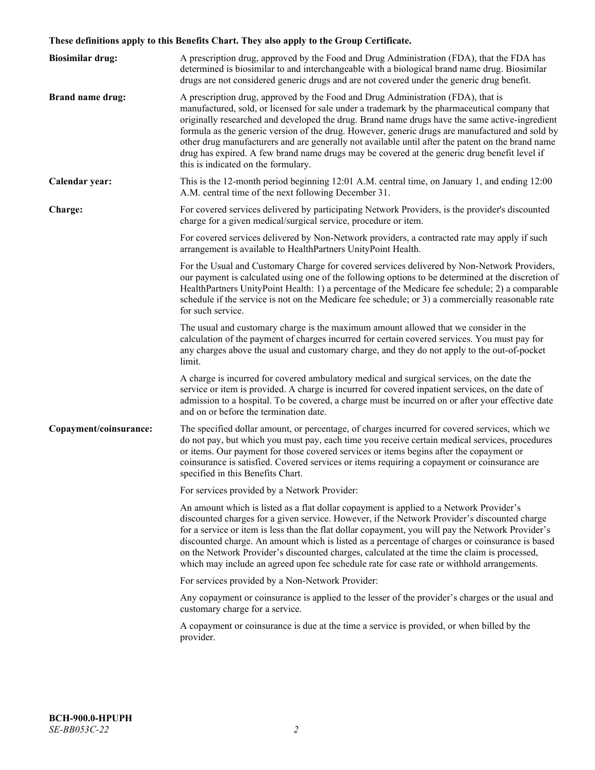**These definitions apply to this Benefits Chart. They also apply to the Group Certificate.**

| | |
|---|---|
| **Biosimilar drug:** | A prescription drug, approved by the Food and Drug Administration (FDA), that the FDA has determined is biosimilar to and interchangeable with a biological brand name drug. Biosimilar drugs are not considered generic drugs and are not covered under the generic drug benefit. |
| **Brand name drug:** | A prescription drug, approved by the Food and Drug Administration (FDA), that is manufactured, sold, or licensed for sale under a trademark by the pharmaceutical company that originally researched and developed the drug. Brand name drugs have the same active-ingredient formula as the generic version of the drug. However, generic drugs are manufactured and sold by other drug manufacturers and are generally not available until after the patent on the brand name drug has expired. A few brand name drugs may be covered at the generic drug benefit level if this is indicated on the formulary. |
| **Calendar year:** | This is the 12-month period beginning 12:01 A.M. central time, on January 1, and ending 12:00 A.M. central time of the next following December 31. |
| **Charge:** | For covered services delivered by participating Network Providers, is the provider's discounted charge for a given medical/surgical service, procedure or item. |
| | For covered services delivered by Non-Network providers, a contracted rate may apply if such arrangement is available to HealthPartners UnityPoint Health. |
| | For the Usual and Customary Charge for covered services delivered by Non-Network Providers, our payment is calculated using one of the following options to be determined at the discretion of HealthPartners UnityPoint Health: 1) a percentage of the Medicare fee schedule; 2) a comparable schedule if the service is not on the Medicare fee schedule; or 3) a commercially reasonable rate for such service. |
| | The usual and customary charge is the maximum amount allowed that we consider in the calculation of the payment of charges incurred for certain covered services. You must pay for any charges above the usual and customary charge, and they do not apply to the out-of-pocket limit. |
| | A charge is incurred for covered ambulatory medical and surgical services, on the date the service or item is provided. A charge is incurred for covered inpatient services, on the date of admission to a hospital. To be covered, a charge must be incurred on or after your effective date and on or before the termination date. |
| **Copayment/coinsurance:** | The specified dollar amount, or percentage, of charges incurred for covered services, which we do not pay, but which you must pay, each time you receive certain medical services, procedures or items. Our payment for those covered services or items begins after the copayment or coinsurance is satisfied. Covered services or items requiring a copayment or coinsurance are specified in this Benefits Chart. |
| | For services provided by a Network Provider: |
| | An amount which is listed as a flat dollar copayment is applied to a Network Provider's discounted charges for a given service. However, if the Network Provider's discounted charge for a service or item is less than the flat dollar copayment, you will pay the Network Provider's discounted charge. An amount which is listed as a percentage of charges or coinsurance is based on the Network Provider's discounted charges, calculated at the time the claim is processed, which may include an agreed upon fee schedule rate for case rate or withhold arrangements. |
| | For services provided by a Non-Network Provider: |
| | Any copayment or coinsurance is applied to the lesser of the provider's charges or the usual and customary charge for a service. |
| | A copayment or coinsurance is due at the time a service is provided, or when billed by the provider. |

**BCH-900.0-HPUPH**
*SE-BB053C-22*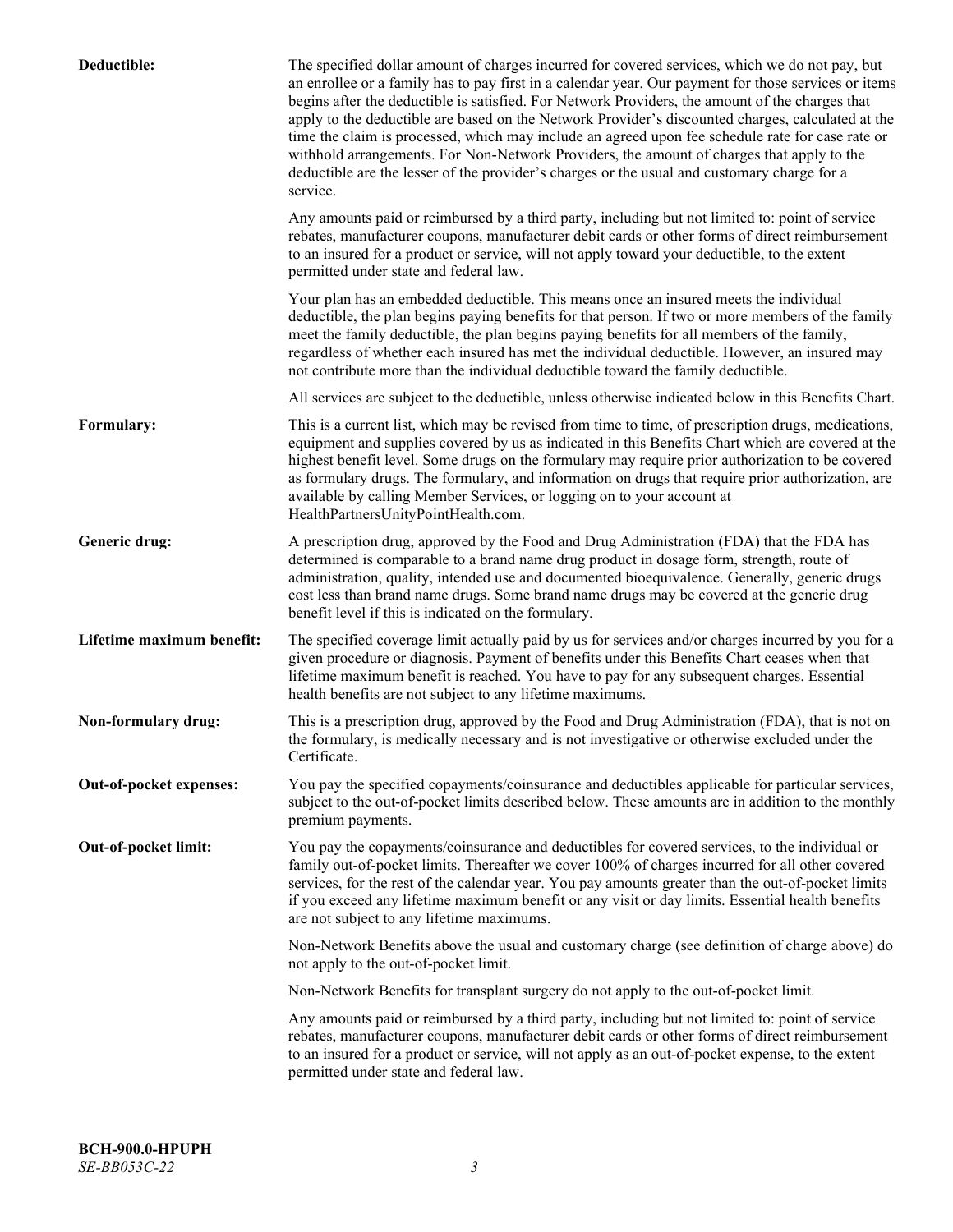**Deductible:** The specified dollar amount of charges incurred for covered services, which we do not pay, but an enrollee or a family has to pay first in a calendar year. Our payment for those services or items begins after the deductible is satisfied. For Network Providers, the amount of the charges that apply to the deductible are based on the Network Provider's discounted charges, calculated at the time the claim is processed, which may include an agreed upon fee schedule rate for case rate or withhold arrangements. For Non-Network Providers, the amount of charges that apply to the deductible are the lesser of the provider's charges or the usual and customary charge for a service.

Any amounts paid or reimbursed by a third party, including but not limited to: point of service rebates, manufacturer coupons, manufacturer debit cards or other forms of direct reimbursement to an insured for a product or service, will not apply toward your deductible, to the extent permitted under state and federal law.

Your plan has an embedded deductible. This means once an insured meets the individual deductible, the plan begins paying benefits for that person. If two or more members of the family meet the family deductible, the plan begins paying benefits for all members of the family, regardless of whether each insured has met the individual deductible. However, an insured may not contribute more than the individual deductible toward the family deductible.

All services are subject to the deductible, unless otherwise indicated below in this Benefits Chart.

**Formulary:** This is a current list, which may be revised from time to time, of prescription drugs, medications, equipment and supplies covered by us as indicated in this Benefits Chart which are covered at the highest benefit level. Some drugs on the formulary may require prior authorization to be covered as formulary drugs. The formulary, and information on drugs that require prior authorization, are available by calling Member Services, or logging on to your account at HealthPartnersUnityPointHealth.com.

**Generic drug:** A prescription drug, approved by the Food and Drug Administration (FDA) that the FDA has determined is comparable to a brand name drug product in dosage form, strength, route of administration, quality, intended use and documented bioequivalence. Generally, generic drugs cost less than brand name drugs. Some brand name drugs may be covered at the generic drug benefit level if this is indicated on the formulary.

**Lifetime maximum benefit:** The specified coverage limit actually paid by us for services and/or charges incurred by you for a given procedure or diagnosis. Payment of benefits under this Benefits Chart ceases when that lifetime maximum benefit is reached. You have to pay for any subsequent charges. Essential health benefits are not subject to any lifetime maximums.

**Non-formulary drug:** This is a prescription drug, approved by the Food and Drug Administration (FDA), that is not on the formulary, is medically necessary and is not investigative or otherwise excluded under the Certificate.

**Out-of-pocket expenses:** You pay the specified copayments/coinsurance and deductibles applicable for particular services, subject to the out-of-pocket limits described below. These amounts are in addition to the monthly premium payments.

**Out-of-pocket limit:** You pay the copayments/coinsurance and deductibles for covered services, to the individual or family out-of-pocket limits. Thereafter we cover 100% of charges incurred for all other covered services, for the rest of the calendar year. You pay amounts greater than the out-of-pocket limits if you exceed any lifetime maximum benefit or any visit or day limits. Essential health benefits are not subject to any lifetime maximums.

Non-Network Benefits above the usual and customary charge (see definition of charge above) do not apply to the out-of-pocket limit.

Non-Network Benefits for transplant surgery do not apply to the out-of-pocket limit.

Any amounts paid or reimbursed by a third party, including but not limited to: point of service rebates, manufacturer coupons, manufacturer debit cards or other forms of direct reimbursement to an insured for a product or service, will not apply as an out-of-pocket expense, to the extent permitted under state and federal law.

**BCH-900.0-HPUPH**
*SE-BB053C-22*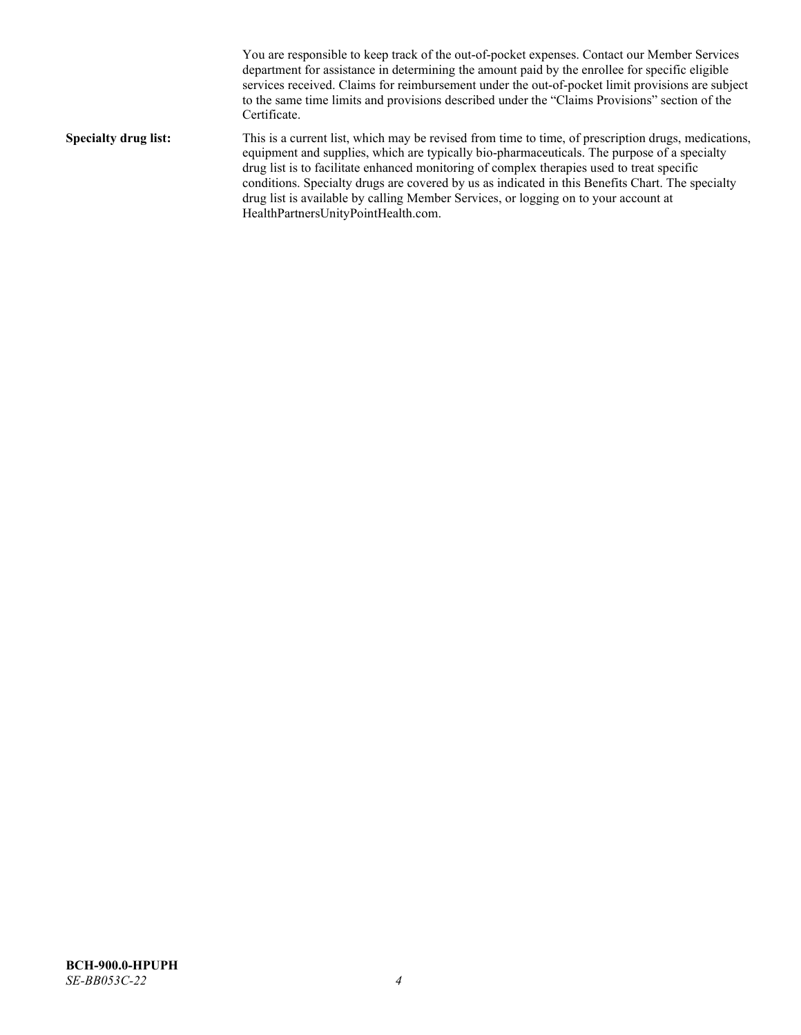You are responsible to keep track of the out-of-pocket expenses. Contact our Member Services department for assistance in determining the amount paid by the enrollee for specific eligible services received. Claims for reimbursement under the out-of-pocket limit provisions are subject to the same time limits and provisions described under the "Claims Provisions" section of the Certificate.

**Specialty drug list:** This is a current list, which may be revised from time to time, of prescription drugs, medications, equipment and supplies, which are typically bio-pharmaceuticals. The purpose of a specialty drug list is to facilitate enhanced monitoring of complex therapies used to treat specific conditions. Specialty drugs are covered by us as indicated in this Benefits Chart. The specialty drug list is available by calling Member Services, or logging on to your account at HealthPartnersUnityPointHealth.com.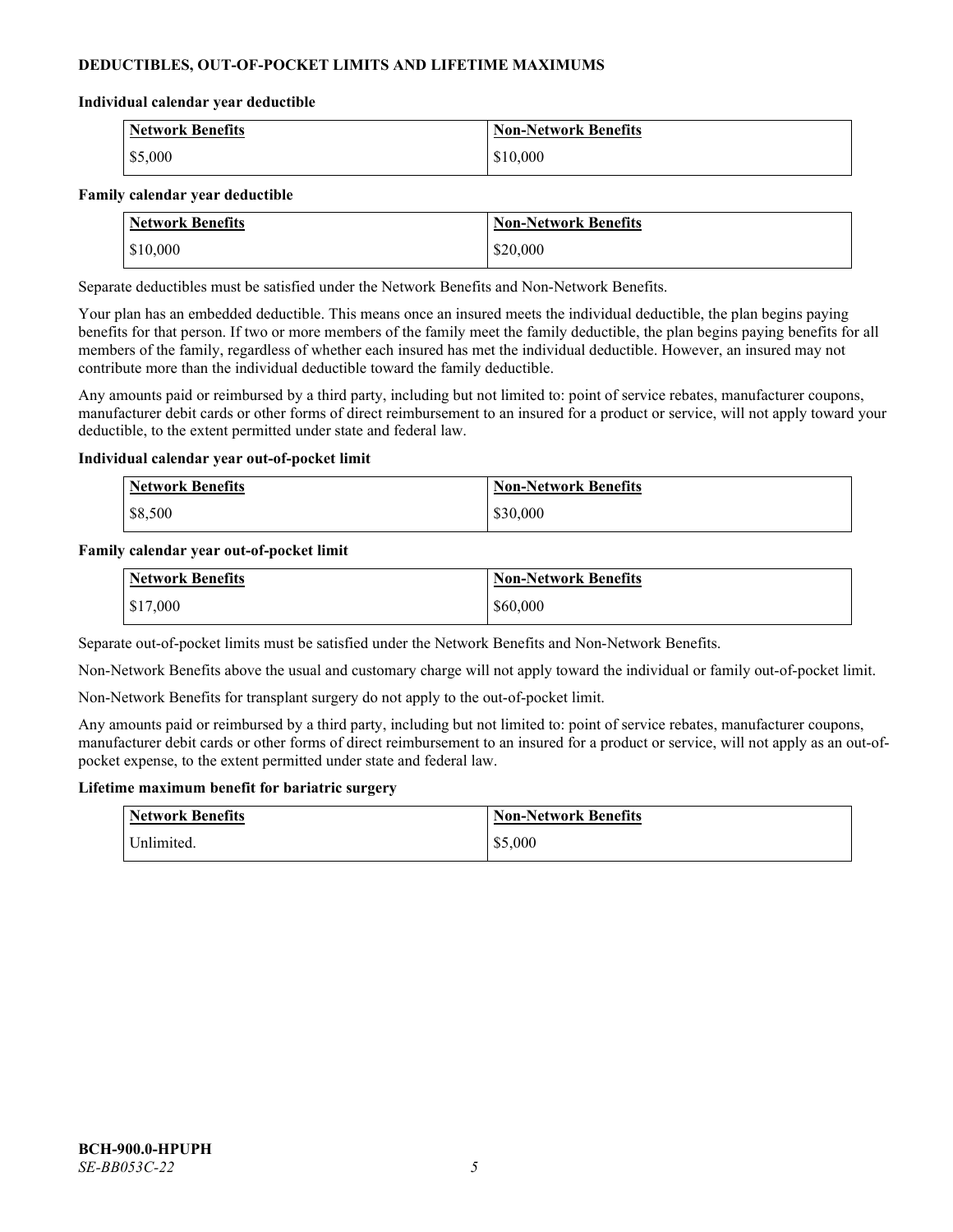**DEDUCTIBLES, OUT-OF-POCKET LIMITS AND LIFETIME MAXIMUMS**

**Individual calendar year deductible**

| Network Benefits | Non-Network Benefits |
|---|---|
| $5,000 | $10,000 |

**Family calendar year deductible**

| Network Benefits | Non-Network Benefits |
|---|---|
| $10,000 | $20,000 |

Separate deductibles must be satisfied under the Network Benefits and Non-Network Benefits.

Your plan has an embedded deductible. This means once an insured meets the individual deductible, the plan begins paying benefits for that person. If two or more members of the family meet the family deductible, the plan begins paying benefits for all members of the family, regardless of whether each insured has met the individual deductible. However, an insured may not contribute more than the individual deductible toward the family deductible.

Any amounts paid or reimbursed by a third party, including but not limited to: point of service rebates, manufacturer coupons, manufacturer debit cards or other forms of direct reimbursement to an insured for a product or service, will not apply toward your deductible, to the extent permitted under state and federal law.

**Individual calendar year out-of-pocket limit**

| Network Benefits | Non-Network Benefits |
|---|---|
| $8,500 | $30,000 |

**Family calendar year out-of-pocket limit**

| Network Benefits | Non-Network Benefits |
|---|---|
| $17,000 | $60,000 |

Separate out-of-pocket limits must be satisfied under the Network Benefits and Non-Network Benefits.

Non-Network Benefits above the usual and customary charge will not apply toward the individual or family out-of-pocket limit.

Non-Network Benefits for transplant surgery do not apply to the out-of-pocket limit.

Any amounts paid or reimbursed by a third party, including but not limited to: point of service rebates, manufacturer coupons, manufacturer debit cards or other forms of direct reimbursement to an insured for a product or service, will not apply as an out-of-pocket expense, to the extent permitted under state and federal law.

**Lifetime maximum benefit for bariatric surgery**

| Network Benefits | Non-Network Benefits |
|---|---|
| Unlimited. | $5,000 |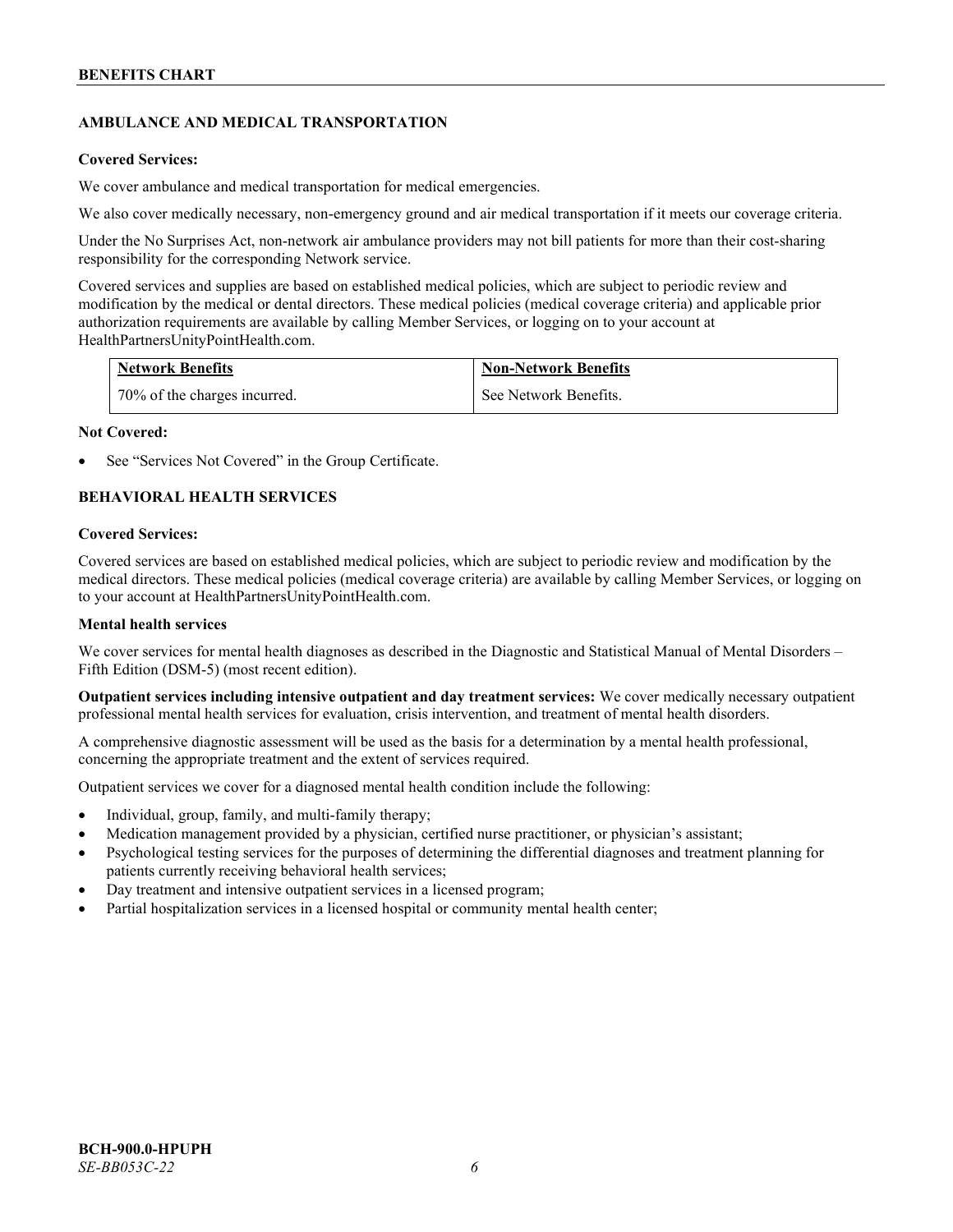## AMBULANCE AND MEDICAL TRANSPORTATION

**Covered Services:**

We cover ambulance and medical transportation for medical emergencies.

We also cover medically necessary, non-emergency ground and air medical transportation if it meets our coverage criteria.

Under the No Surprises Act, non-network air ambulance providers may not bill patients for more than their cost-sharing responsibility for the corresponding Network service.

Covered services and supplies are based on established medical policies, which are subject to periodic review and modification by the medical or dental directors. These medical policies (medical coverage criteria) and applicable prior authorization requirements are available by calling Member Services, or logging on to your account at HealthPartnersUnityPointHealth.com.

| Network Benefits | Non-Network Benefits |
|---|---|
| 70% of the charges incurred. | See Network Benefits. |

**Not Covered:**

- See "Services Not Covered" in the Group Certificate.

## BEHAVIORAL HEALTH SERVICES

**Covered Services:**

Covered services are based on established medical policies, which are subject to periodic review and modification by the medical directors. These medical policies (medical coverage criteria) are available by calling Member Services, or logging on to your account at HealthPartnersUnityPointHealth.com.

**Mental health services**

We cover services for mental health diagnoses as described in the Diagnostic and Statistical Manual of Mental Disorders – Fifth Edition (DSM-5) (most recent edition).

**Outpatient services including intensive outpatient and day treatment services:** We cover medically necessary outpatient professional mental health services for evaluation, crisis intervention, and treatment of mental health disorders.

A comprehensive diagnostic assessment will be used as the basis for a determination by a mental health professional, concerning the appropriate treatment and the extent of services required.

Outpatient services we cover for a diagnosed mental health condition include the following:

- Individual, group, family, and multi-family therapy;
- Medication management provided by a physician, certified nurse practitioner, or physician's assistant;
- Psychological testing services for the purposes of determining the differential diagnoses and treatment planning for patients currently receiving behavioral health services;
- Day treatment and intensive outpatient services in a licensed program;
- Partial hospitalization services in a licensed hospital or community mental health center;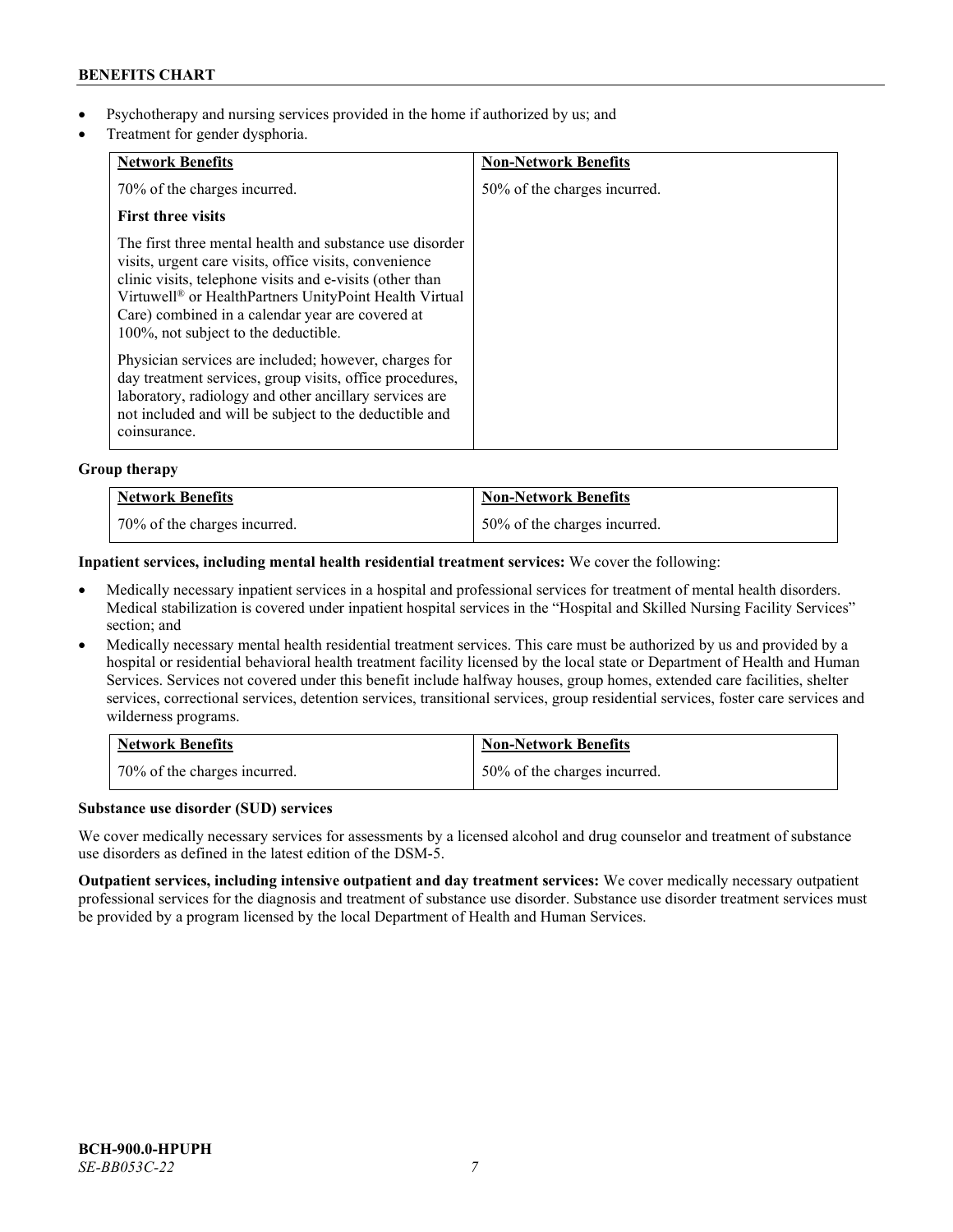- Psychotherapy and nursing services provided in the home if authorized by us; and
- Treatment for gender dysphoria.

| Network Benefits | Non-Network Benefits |
|---|---|
| 70% of the charges incurred.<br><br>**First three visits**<br><br>The first three mental health and substance use disorder visits, urgent care visits, office visits, convenience clinic visits, telephone visits and e-visits (other than Virtuwell® or HealthPartners UnityPoint Health Virtual Care) combined in a calendar year are covered at 100%, not subject to the deductible.<br><br>Physician services are included; however, charges for day treatment services, group visits, office procedures, laboratory, radiology and other ancillary services are not included and will be subject to the deductible and coinsurance. | 50% of the charges incurred. |

**Group therapy**

| Network Benefits | Non-Network Benefits |
|---|---|
| 70% of the charges incurred. | 50% of the charges incurred. |

**Inpatient services, including mental health residential treatment services:** We cover the following:

- Medically necessary inpatient services in a hospital and professional services for treatment of mental health disorders. Medical stabilization is covered under inpatient hospital services in the "Hospital and Skilled Nursing Facility Services" section; and
- Medically necessary mental health residential treatment services. This care must be authorized by us and provided by a hospital or residential behavioral health treatment facility licensed by the local state or Department of Health and Human Services. Services not covered under this benefit include halfway houses, group homes, extended care facilities, shelter services, correctional services, detention services, transitional services, group residential services, foster care services and wilderness programs.

| Network Benefits | Non-Network Benefits |
|---|---|
| 70% of the charges incurred. | 50% of the charges incurred. |

**Substance use disorder (SUD) services**

We cover medically necessary services for assessments by a licensed alcohol and drug counselor and treatment of substance use disorders as defined in the latest edition of the DSM-5.

**Outpatient services, including intensive outpatient and day treatment services:** We cover medically necessary outpatient professional services for the diagnosis and treatment of substance use disorder. Substance use disorder treatment services must be provided by a program licensed by the local Department of Health and Human Services.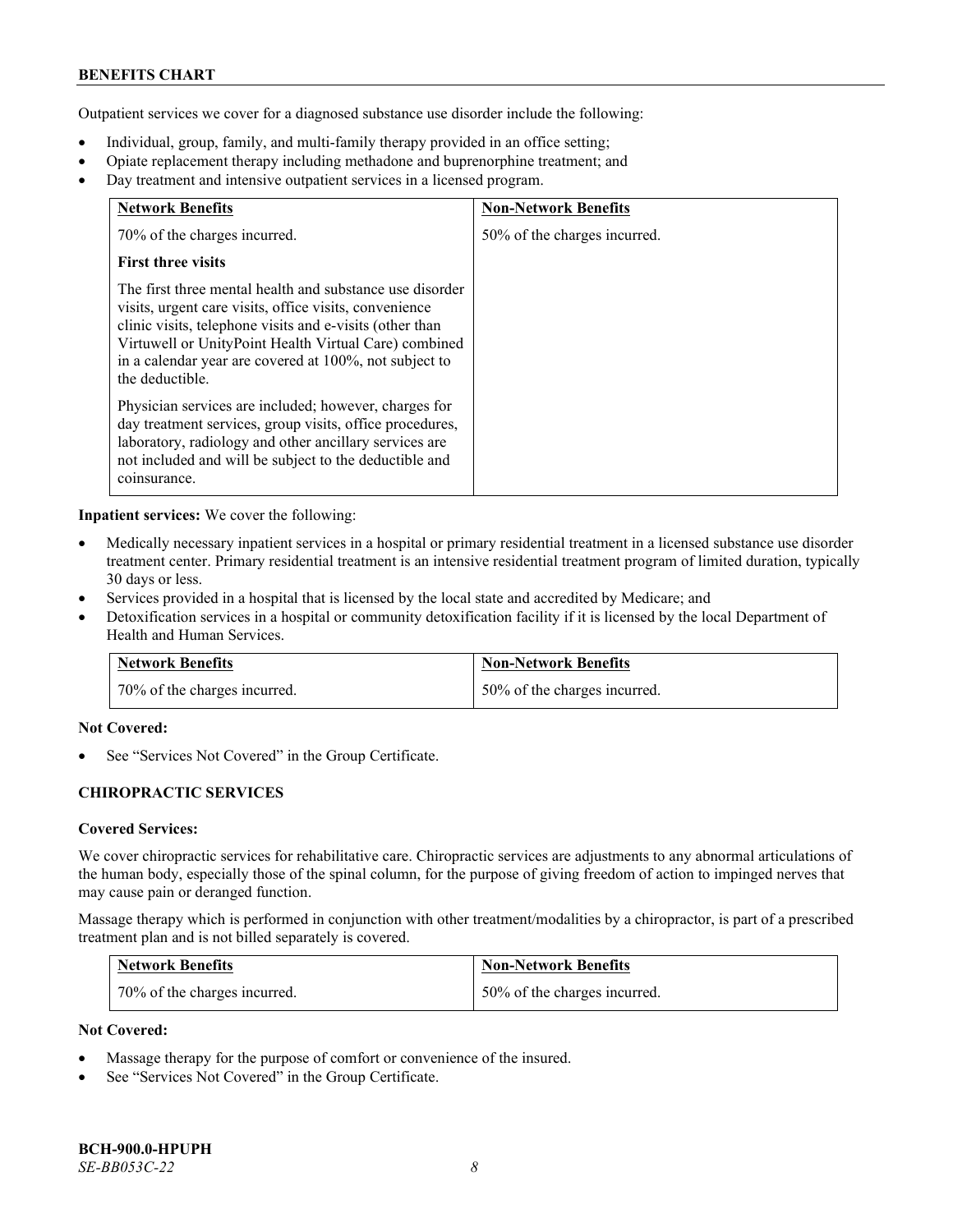Outpatient services we cover for a diagnosed substance use disorder include the following:

- Individual, group, family, and multi-family therapy provided in an office setting;
- Opiate replacement therapy including methadone and buprenorphine treatment; and
- Day treatment and intensive outpatient services in a licensed program.

| Network Benefits | Non-Network Benefits |
|---|---|
| 70% of the charges incurred.<br><br>**First three visits**<br><br>The first three mental health and substance use disorder visits, urgent care visits, office visits, convenience clinic visits, telephone visits and e-visits (other than Virtuwell or UnityPoint Health Virtual Care) combined in a calendar year are covered at 100%, not subject to the deductible.<br><br>Physician services are included; however, charges for day treatment services, group visits, office procedures, laboratory, radiology and other ancillary services are not included and will be subject to the deductible and coinsurance. | 50% of the charges incurred. |

**Inpatient services:** We cover the following:

- Medically necessary inpatient services in a hospital or primary residential treatment in a licensed substance use disorder treatment center. Primary residential treatment is an intensive residential treatment program of limited duration, typically 30 days or less.
- Services provided in a hospital that is licensed by the local state and accredited by Medicare; and
- Detoxification services in a hospital or community detoxification facility if it is licensed by the local Department of Health and Human Services.

| Network Benefits | Non-Network Benefits |
|---|---|
| 70% of the charges incurred. | 50% of the charges incurred. |

**Not Covered:**

- See "Services Not Covered" in the Group Certificate.

## CHIROPRACTIC SERVICES

**Covered Services:**

We cover chiropractic services for rehabilitative care. Chiropractic services are adjustments to any abnormal articulations of the human body, especially those of the spinal column, for the purpose of giving freedom of action to impinged nerves that may cause pain or deranged function.

Massage therapy which is performed in conjunction with other treatment/modalities by a chiropractor, is part of a prescribed treatment plan and is not billed separately is covered.

| Network Benefits | Non-Network Benefits |
|---|---|
| 70% of the charges incurred. | 50% of the charges incurred. |

**Not Covered:**

- Massage therapy for the purpose of comfort or convenience of the insured.
- See "Services Not Covered" in the Group Certificate.

**BCH-900.0-HPUPH**
*SE-BB053C-22*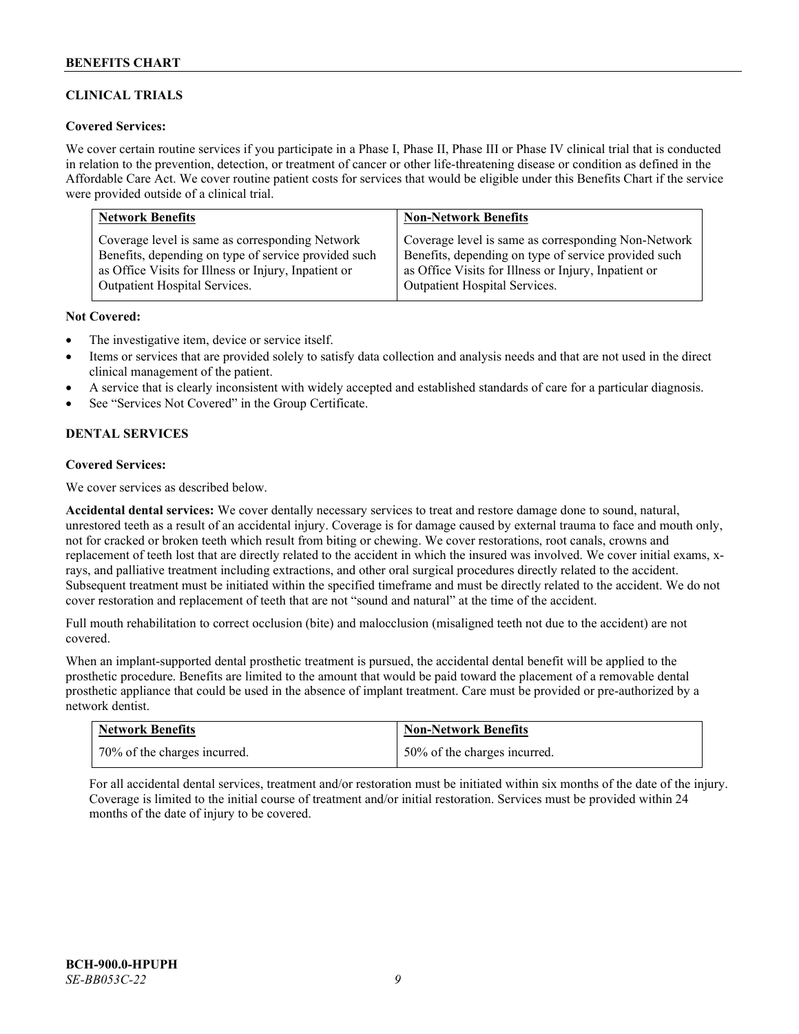## CLINICAL TRIALS

**Covered Services:**

We cover certain routine services if you participate in a Phase I, Phase II, Phase III or Phase IV clinical trial that is conducted in relation to the prevention, detection, or treatment of cancer or other life-threatening disease or condition as defined in the Affordable Care Act. We cover routine patient costs for services that would be eligible under this Benefits Chart if the service were provided outside of a clinical trial.

| Network Benefits | Non-Network Benefits |
|---|---|
| Coverage level is same as corresponding Network Benefits, depending on type of service provided such as Office Visits for Illness or Injury, Inpatient or Outpatient Hospital Services. | Coverage level is same as corresponding Non-Network Benefits, depending on type of service provided such as Office Visits for Illness or Injury, Inpatient or Outpatient Hospital Services. |

**Not Covered:**

- The investigative item, device or service itself.
- Items or services that are provided solely to satisfy data collection and analysis needs and that are not used in the direct clinical management of the patient.
- A service that is clearly inconsistent with widely accepted and established standards of care for a particular diagnosis.
- See "Services Not Covered" in the Group Certificate.

## DENTAL SERVICES

**Covered Services:**

We cover services as described below.

**Accidental dental services:** We cover dentally necessary services to treat and restore damage done to sound, natural, unrestored teeth as a result of an accidental injury. Coverage is for damage caused by external trauma to face and mouth only, not for cracked or broken teeth which result from biting or chewing. We cover restorations, root canals, crowns and replacement of teeth lost that are directly related to the accident in which the insured was involved. We cover initial exams, x-rays, and palliative treatment including extractions, and other oral surgical procedures directly related to the accident. Subsequent treatment must be initiated within the specified timeframe and must be directly related to the accident. We do not cover restoration and replacement of teeth that are not "sound and natural" at the time of the accident.

Full mouth rehabilitation to correct occlusion (bite) and malocclusion (misaligned teeth not due to the accident) are not covered.

When an implant-supported dental prosthetic treatment is pursued, the accidental dental benefit will be applied to the prosthetic procedure. Benefits are limited to the amount that would be paid toward the placement of a removable dental prosthetic appliance that could be used in the absence of implant treatment. Care must be provided or pre-authorized by a network dentist.

| Network Benefits | Non-Network Benefits |
|---|---|
| 70% of the charges incurred. | 50% of the charges incurred. |

For all accidental dental services, treatment and/or restoration must be initiated within six months of the date of the injury. Coverage is limited to the initial course of treatment and/or initial restoration. Services must be provided within 24 months of the date of injury to be covered.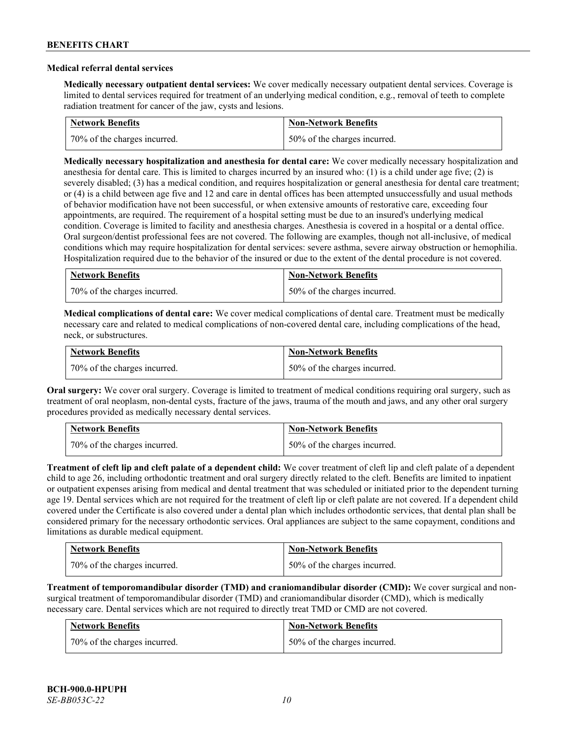## Medical referral dental services

**Medically necessary outpatient dental services:** We cover medically necessary outpatient dental services. Coverage is limited to dental services required for treatment of an underlying medical condition, e.g., removal of teeth to complete radiation treatment for cancer of the jaw, cysts and lesions.

| Network Benefits | Non-Network Benefits |
|---|---|
| 70% of the charges incurred. | 50% of the charges incurred. |

**Medically necessary hospitalization and anesthesia for dental care:** We cover medically necessary hospitalization and anesthesia for dental care. This is limited to charges incurred by an insured who: (1) is a child under age five; (2) is severely disabled; (3) has a medical condition, and requires hospitalization or general anesthesia for dental care treatment; or (4) is a child between age five and 12 and care in dental offices has been attempted unsuccessfully and usual methods of behavior modification have not been successful, or when extensive amounts of restorative care, exceeding four appointments, are required. The requirement of a hospital setting must be due to an insured's underlying medical condition. Coverage is limited to facility and anesthesia charges. Anesthesia is covered in a hospital or a dental office. Oral surgeon/dentist professional fees are not covered. The following are examples, though not all-inclusive, of medical conditions which may require hospitalization for dental services: severe asthma, severe airway obstruction or hemophilia. Hospitalization required due to the behavior of the insured or due to the extent of the dental procedure is not covered.

| Network Benefits | Non-Network Benefits |
|---|---|
| 70% of the charges incurred. | 50% of the charges incurred. |

**Medical complications of dental care:** We cover medical complications of dental care. Treatment must be medically necessary care and related to medical complications of non-covered dental care, including complications of the head, neck, or substructures.

| Network Benefits | Non-Network Benefits |
|---|---|
| 70% of the charges incurred. | 50% of the charges incurred. |

**Oral surgery:** We cover oral surgery. Coverage is limited to treatment of medical conditions requiring oral surgery, such as treatment of oral neoplasm, non-dental cysts, fracture of the jaws, trauma of the mouth and jaws, and any other oral surgery procedures provided as medically necessary dental services.

| Network Benefits | Non-Network Benefits |
|---|---|
| 70% of the charges incurred. | 50% of the charges incurred. |

**Treatment of cleft lip and cleft palate of a dependent child:** We cover treatment of cleft lip and cleft palate of a dependent child to age 26, including orthodontic treatment and oral surgery directly related to the cleft. Benefits are limited to inpatient or outpatient expenses arising from medical and dental treatment that was scheduled or initiated prior to the dependent turning age 19. Dental services which are not required for the treatment of cleft lip or cleft palate are not covered. If a dependent child covered under the Certificate is also covered under a dental plan which includes orthodontic services, that dental plan shall be considered primary for the necessary orthodontic services. Oral appliances are subject to the same copayment, conditions and limitations as durable medical equipment.

| Network Benefits | Non-Network Benefits |
|---|---|
| 70% of the charges incurred. | 50% of the charges incurred. |

**Treatment of temporomandibular disorder (TMD) and craniomandibular disorder (CMD):** We cover surgical and non-surgical treatment of temporomandibular disorder (TMD) and craniomandibular disorder (CMD), which is medically necessary care. Dental services which are not required to directly treat TMD or CMD are not covered.

| Network Benefits | Non-Network Benefits |
|---|---|
| 70% of the charges incurred. | 50% of the charges incurred. |

**BCH-900.0-HPUPH**
*SE-BB053C-22*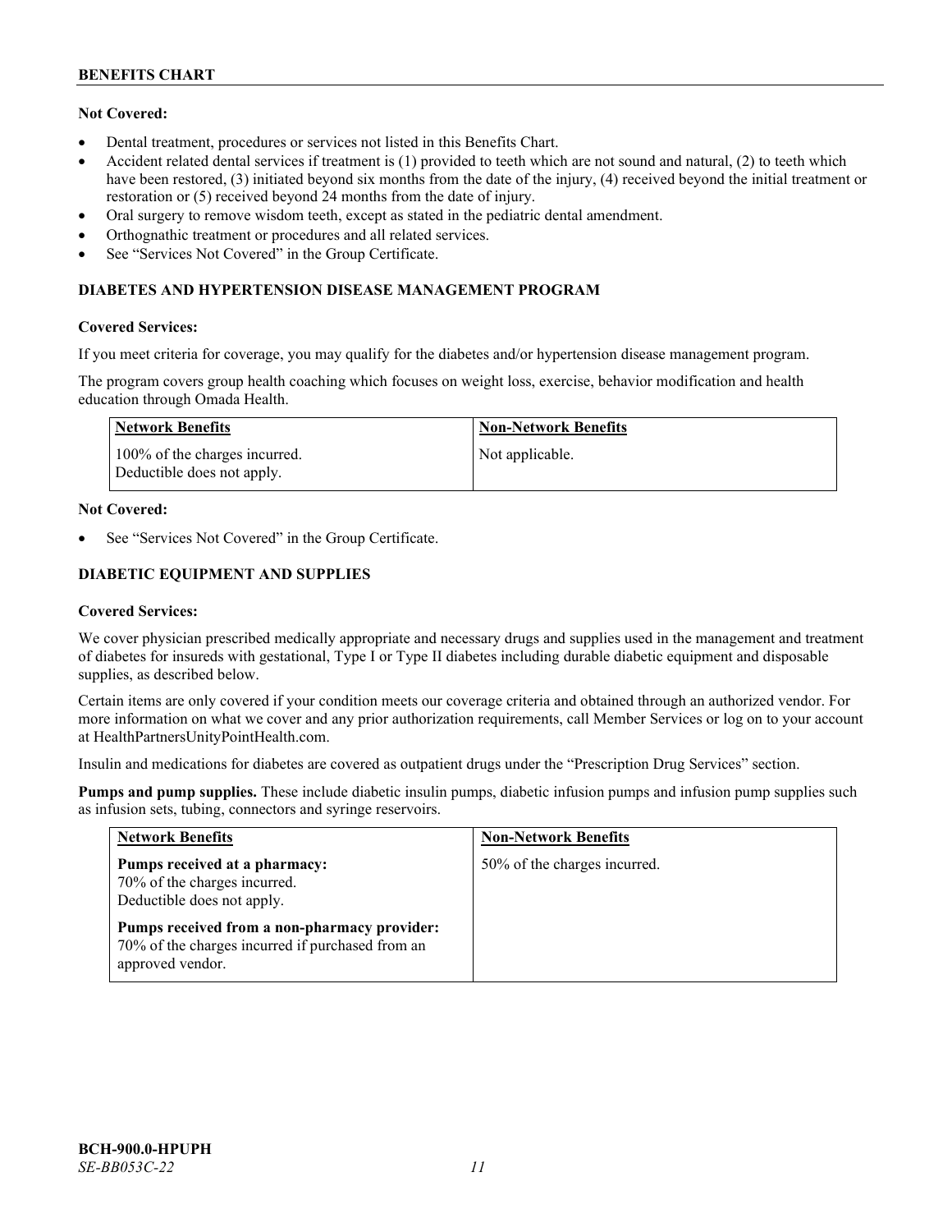**Not Covered:**

- Dental treatment, procedures or services not listed in this Benefits Chart.
- Accident related dental services if treatment is (1) provided to teeth which are not sound and natural, (2) to teeth which have been restored, (3) initiated beyond six months from the date of the injury, (4) received beyond the initial treatment or restoration or (5) received beyond 24 months from the date of injury.
- Oral surgery to remove wisdom teeth, except as stated in the pediatric dental amendment.
- Orthognathic treatment or procedures and all related services.
- See "Services Not Covered" in the Group Certificate.

### DIABETES AND HYPERTENSION DISEASE MANAGEMENT PROGRAM

**Covered Services:**

If you meet criteria for coverage, you may qualify for the diabetes and/or hypertension disease management program.

The program covers group health coaching which focuses on weight loss, exercise, behavior modification and health education through Omada Health.

| Network Benefits | Non-Network Benefits |
|---|---|
| 100% of the charges incurred.<br>Deductible does not apply. | Not applicable. |

**Not Covered:**

- See "Services Not Covered" in the Group Certificate.

### DIABETIC EQUIPMENT AND SUPPLIES

**Covered Services:**

We cover physician prescribed medically appropriate and necessary drugs and supplies used in the management and treatment of diabetes for insureds with gestational, Type I or Type II diabetes including durable diabetic equipment and disposable supplies, as described below.

Certain items are only covered if your condition meets our coverage criteria and obtained through an authorized vendor. For more information on what we cover and any prior authorization requirements, call Member Services or log on to your account at HealthPartnersUnityPointHealth.com.

Insulin and medications for diabetes are covered as outpatient drugs under the "Prescription Drug Services" section.

**Pumps and pump supplies.** These include diabetic insulin pumps, diabetic infusion pumps and infusion pump supplies such as infusion sets, tubing, connectors and syringe reservoirs.

| Network Benefits | Non-Network Benefits |
|---|---|
| **Pumps received at a pharmacy:**<br>70% of the charges incurred.<br>Deductible does not apply.<br><br>**Pumps received from a non-pharmacy provider:**<br>70% of the charges incurred if purchased from an approved vendor. | 50% of the charges incurred. |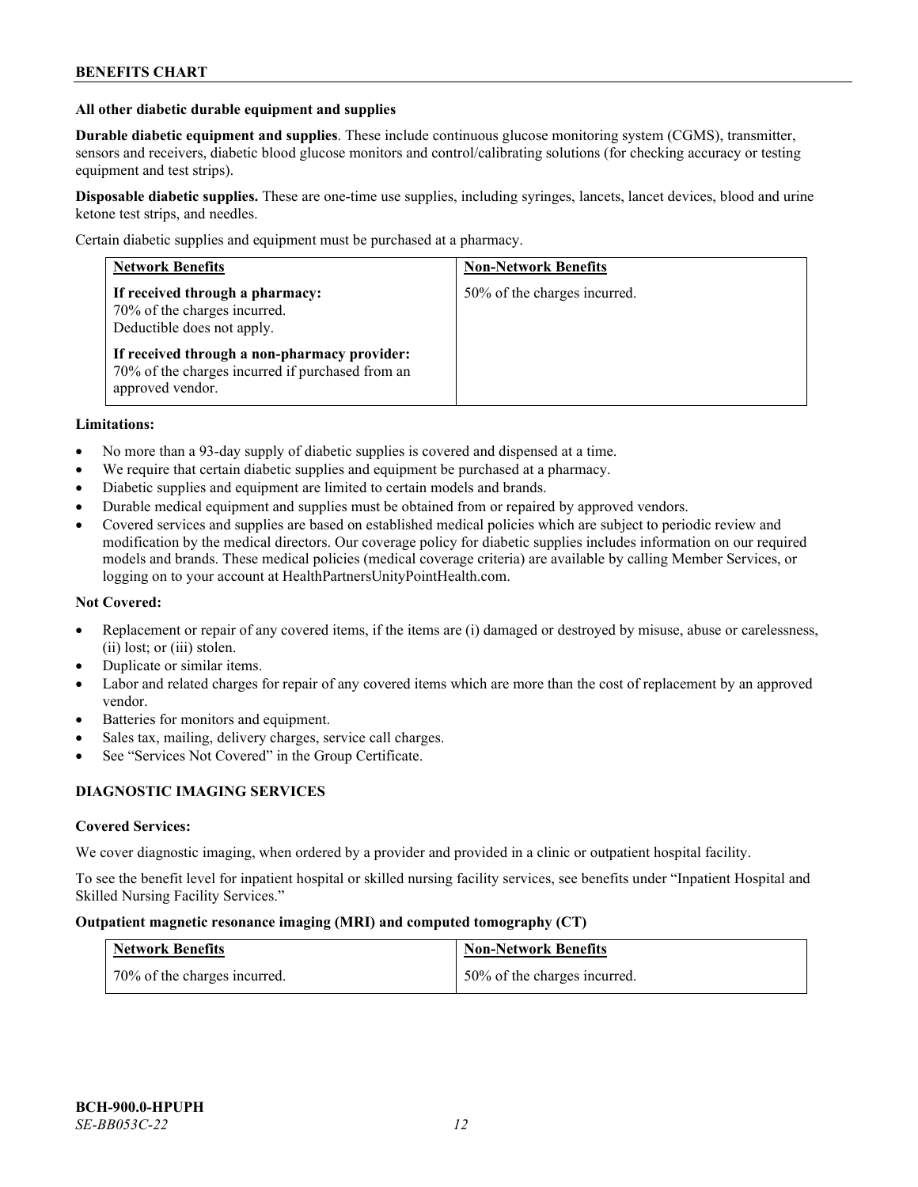**All other diabetic durable equipment and supplies**

**Durable diabetic equipment and supplies**. These include continuous glucose monitoring system (CGMS), transmitter, sensors and receivers, diabetic blood glucose monitors and control/calibrating solutions (for checking accuracy or testing equipment and test strips).

**Disposable diabetic supplies.** These are one-time use supplies, including syringes, lancets, lancet devices, blood and urine ketone test strips, and needles.

Certain diabetic supplies and equipment must be purchased at a pharmacy.

| Network Benefits | Non-Network Benefits |
|---|---|
| **If received through a pharmacy:** 70% of the charges incurred. Deductible does not apply.<br><br>**If received through a non-pharmacy provider:** 70% of the charges incurred if purchased from an approved vendor. | 50% of the charges incurred. |

**Limitations:**

- No more than a 93-day supply of diabetic supplies is covered and dispensed at a time.
- We require that certain diabetic supplies and equipment be purchased at a pharmacy.
- Diabetic supplies and equipment are limited to certain models and brands.
- Durable medical equipment and supplies must be obtained from or repaired by approved vendors.
- Covered services and supplies are based on established medical policies which are subject to periodic review and modification by the medical directors. Our coverage policy for diabetic supplies includes information on our required models and brands. These medical policies (medical coverage criteria) are available by calling Member Services, or logging on to your account at HealthPartnersUnityPointHealth.com.

**Not Covered:**

- Replacement or repair of any covered items, if the items are (i) damaged or destroyed by misuse, abuse or carelessness, (ii) lost; or (iii) stolen.
- Duplicate or similar items.
- Labor and related charges for repair of any covered items which are more than the cost of replacement by an approved vendor.
- Batteries for monitors and equipment.
- Sales tax, mailing, delivery charges, service call charges.
- See "Services Not Covered" in the Group Certificate.

## DIAGNOSTIC IMAGING SERVICES

**Covered Services:**

We cover diagnostic imaging, when ordered by a provider and provided in a clinic or outpatient hospital facility.

To see the benefit level for inpatient hospital or skilled nursing facility services, see benefits under "Inpatient Hospital and Skilled Nursing Facility Services."

**Outpatient magnetic resonance imaging (MRI) and computed tomography (CT)**

| Network Benefits | Non-Network Benefits |
|---|---|
| 70% of the charges incurred. | 50% of the charges incurred. |

**BCH-900.0-HPUPH**
*SE-BB053C-22*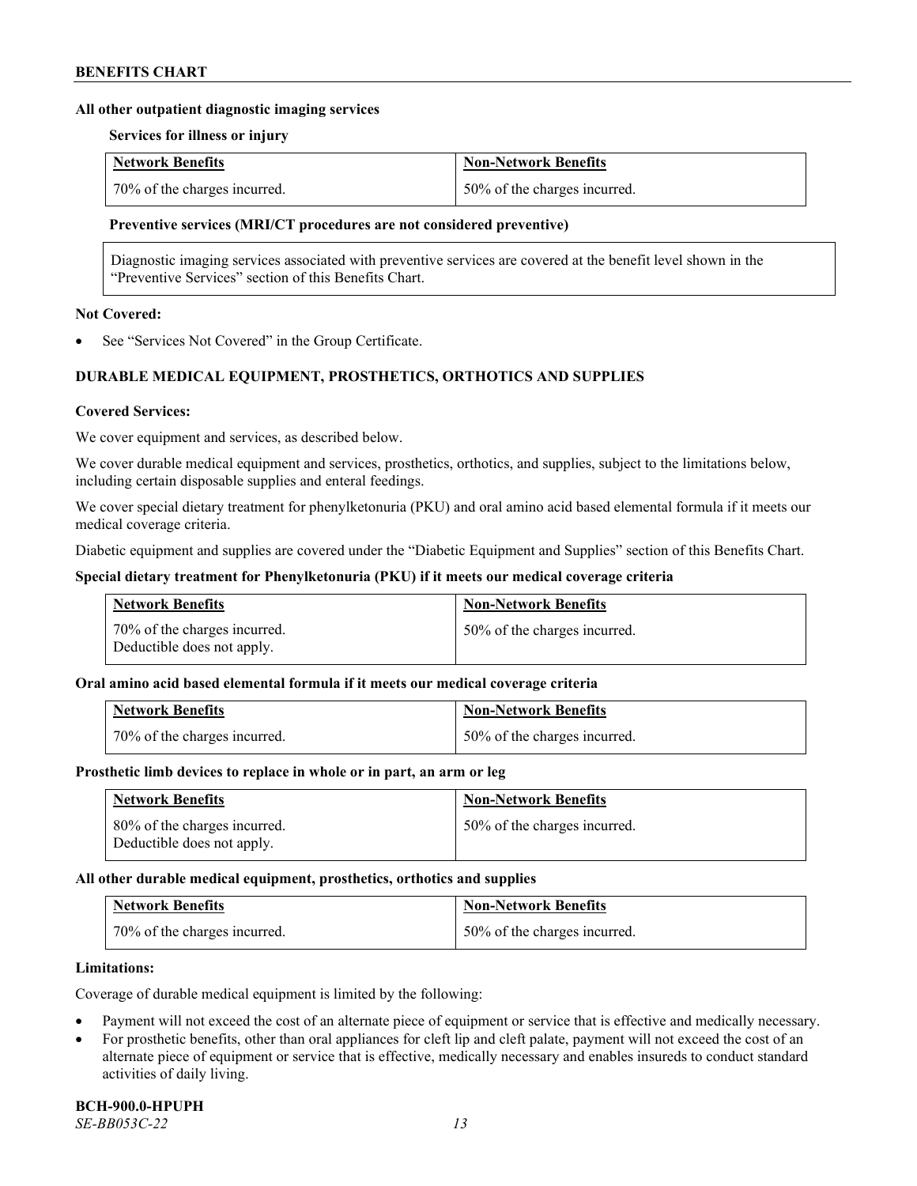**All other outpatient diagnostic imaging services**

**Services for illness or injury**

| Network Benefits | Non-Network Benefits |
|---|---|
| 70% of the charges incurred. | 50% of the charges incurred. |

**Preventive services (MRI/CT procedures are not considered preventive)**

Diagnostic imaging services associated with preventive services are covered at the benefit level shown in the "Preventive Services" section of this Benefits Chart.

**Not Covered:**

- See "Services Not Covered" in the Group Certificate.

## DURABLE MEDICAL EQUIPMENT, PROSTHETICS, ORTHOTICS AND SUPPLIES

**Covered Services:**

We cover equipment and services, as described below.

We cover durable medical equipment and services, prosthetics, orthotics, and supplies, subject to the limitations below, including certain disposable supplies and enteral feedings.

We cover special dietary treatment for phenylketonuria (PKU) and oral amino acid based elemental formula if it meets our medical coverage criteria.

Diabetic equipment and supplies are covered under the "Diabetic Equipment and Supplies" section of this Benefits Chart.

**Special dietary treatment for Phenylketonuria (PKU) if it meets our medical coverage criteria**

| Network Benefits | Non-Network Benefits |
|---|---|
| 70% of the charges incurred. Deductible does not apply. | 50% of the charges incurred. |

**Oral amino acid based elemental formula if it meets our medical coverage criteria**

| Network Benefits | Non-Network Benefits |
|---|---|
| 70% of the charges incurred. | 50% of the charges incurred. |

**Prosthetic limb devices to replace in whole or in part, an arm or leg**

| Network Benefits | Non-Network Benefits |
|---|---|
| 80% of the charges incurred. Deductible does not apply. | 50% of the charges incurred. |

**All other durable medical equipment, prosthetics, orthotics and supplies**

| Network Benefits | Non-Network Benefits |
|---|---|
| 70% of the charges incurred. | 50% of the charges incurred. |

**Limitations:**

Coverage of durable medical equipment is limited by the following:

- Payment will not exceed the cost of an alternate piece of equipment or service that is effective and medically necessary.
- For prosthetic benefits, other than oral appliances for cleft lip and cleft palate, payment will not exceed the cost of an alternate piece of equipment or service that is effective, medically necessary and enables insureds to conduct standard activities of daily living.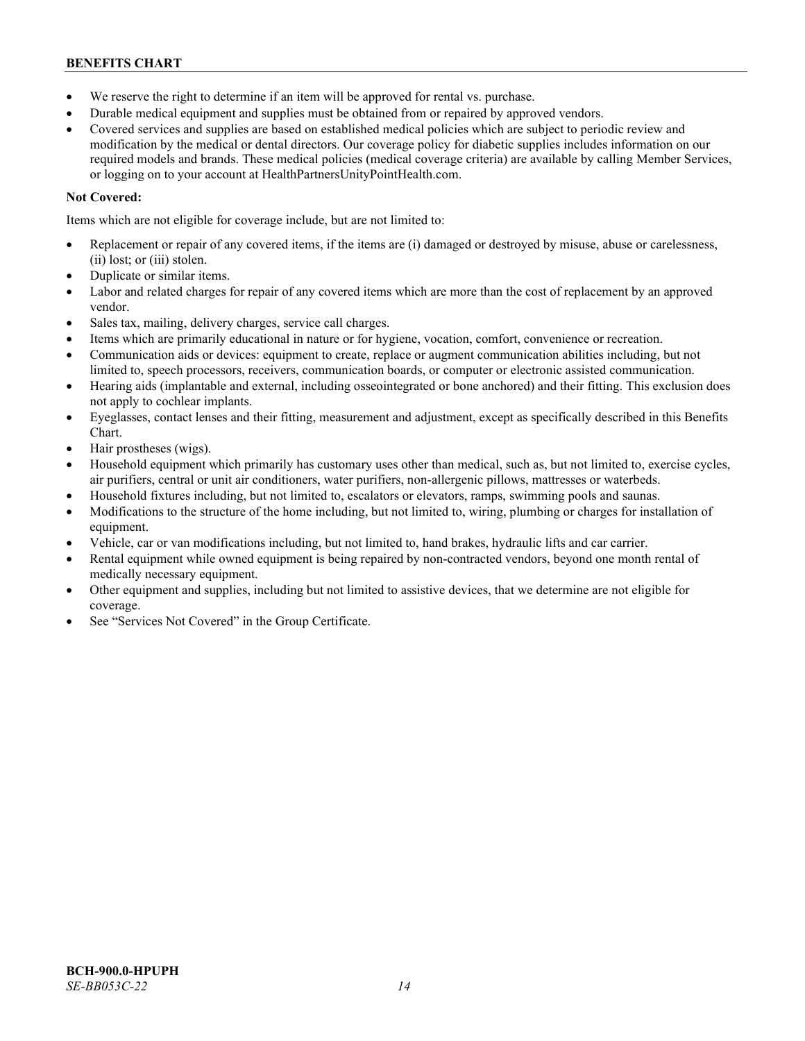- We reserve the right to determine if an item will be approved for rental vs. purchase.
- Durable medical equipment and supplies must be obtained from or repaired by approved vendors.
- Covered services and supplies are based on established medical policies which are subject to periodic review and modification by the medical or dental directors. Our coverage policy for diabetic supplies includes information on our required models and brands. These medical policies (medical coverage criteria) are available by calling Member Services, or logging on to your account at HealthPartnersUnityPointHealth.com.

**Not Covered:**

Items which are not eligible for coverage include, but are not limited to:

- Replacement or repair of any covered items, if the items are (i) damaged or destroyed by misuse, abuse or carelessness, (ii) lost; or (iii) stolen.
- Duplicate or similar items.
- Labor and related charges for repair of any covered items which are more than the cost of replacement by an approved vendor.
- Sales tax, mailing, delivery charges, service call charges.
- Items which are primarily educational in nature or for hygiene, vocation, comfort, convenience or recreation.
- Communication aids or devices: equipment to create, replace or augment communication abilities including, but not limited to, speech processors, receivers, communication boards, or computer or electronic assisted communication.
- Hearing aids (implantable and external, including osseointegrated or bone anchored) and their fitting. This exclusion does not apply to cochlear implants.
- Eyeglasses, contact lenses and their fitting, measurement and adjustment, except as specifically described in this Benefits Chart.
- Hair prostheses (wigs).
- Household equipment which primarily has customary uses other than medical, such as, but not limited to, exercise cycles, air purifiers, central or unit air conditioners, water purifiers, non-allergenic pillows, mattresses or waterbeds.
- Household fixtures including, but not limited to, escalators or elevators, ramps, swimming pools and saunas.
- Modifications to the structure of the home including, but not limited to, wiring, plumbing or charges for installation of equipment.
- Vehicle, car or van modifications including, but not limited to, hand brakes, hydraulic lifts and car carrier.
- Rental equipment while owned equipment is being repaired by non-contracted vendors, beyond one month rental of medically necessary equipment.
- Other equipment and supplies, including but not limited to assistive devices, that we determine are not eligible for coverage.
- See "Services Not Covered" in the Group Certificate.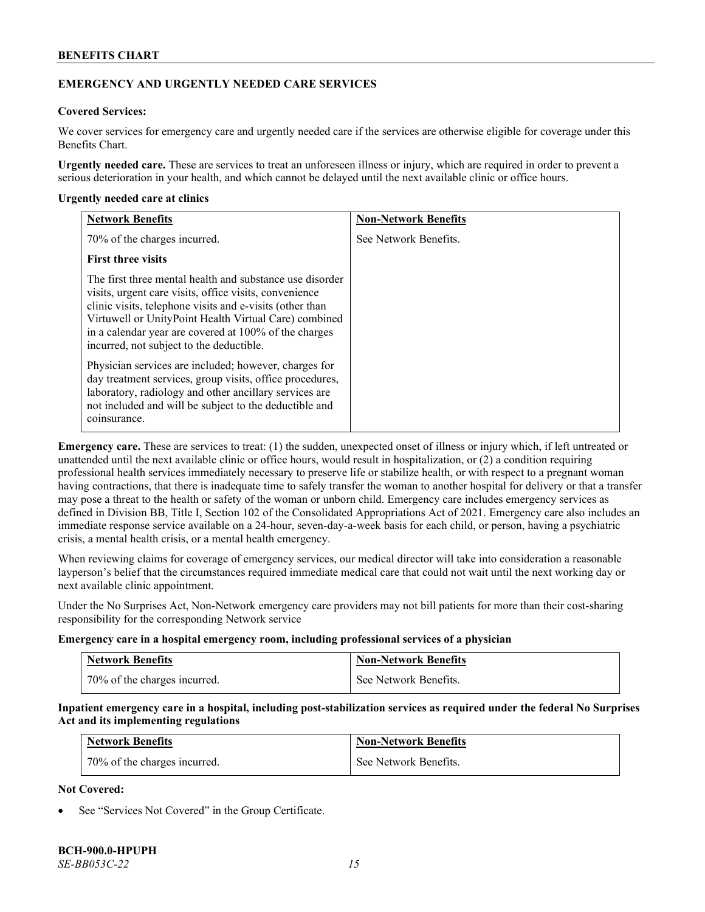## EMERGENCY AND URGENTLY NEEDED CARE SERVICES

**Covered Services:**

We cover services for emergency care and urgently needed care if the services are otherwise eligible for coverage under this Benefits Chart.

**Urgently needed care.** These are services to treat an unforeseen illness or injury, which are required in order to prevent a serious deterioration in your health, and which cannot be delayed until the next available clinic or office hours.

**Urgently needed care at clinics**

| Network Benefits | Non-Network Benefits |
|---|---|
| 70% of the charges incurred.<br><br>**First three visits**<br><br>The first three mental health and substance use disorder visits, urgent care visits, office visits, convenience clinic visits, telephone visits and e-visits (other than Virtuwell or UnityPoint Health Virtual Care) combined in a calendar year are covered at 100% of the charges incurred, not subject to the deductible.<br><br>Physician services are included; however, charges for day treatment services, group visits, office procedures, laboratory, radiology and other ancillary services are not included and will be subject to the deductible and coinsurance. | See Network Benefits. |

**Emergency care.** These are services to treat: (1) the sudden, unexpected onset of illness or injury which, if left untreated or unattended until the next available clinic or office hours, would result in hospitalization, or (2) a condition requiring professional health services immediately necessary to preserve life or stabilize health, or with respect to a pregnant woman having contractions, that there is inadequate time to safely transfer the woman to another hospital for delivery or that a transfer may pose a threat to the health or safety of the woman or unborn child. Emergency care includes emergency services as defined in Division BB, Title I, Section 102 of the Consolidated Appropriations Act of 2021. Emergency care also includes an immediate response service available on a 24-hour, seven-day-a-week basis for each child, or person, having a psychiatric crisis, a mental health crisis, or a mental health emergency.

When reviewing claims for coverage of emergency services, our medical director will take into consideration a reasonable layperson's belief that the circumstances required immediate medical care that could not wait until the next working day or next available clinic appointment.

Under the No Surprises Act, Non-Network emergency care providers may not bill patients for more than their cost-sharing responsibility for the corresponding Network service

**Emergency care in a hospital emergency room, including professional services of a physician**

| Network Benefits | Non-Network Benefits |
|---|---|
| 70% of the charges incurred. | See Network Benefits. |

**Inpatient emergency care in a hospital, including post-stabilization services as required under the federal No Surprises Act and its implementing regulations**

| Network Benefits | Non-Network Benefits |
|---|---|
| 70% of the charges incurred. | See Network Benefits. |

**Not Covered:**

- See "Services Not Covered" in the Group Certificate.

**BCH-900.0-HPUPH**
*SE-BB053C-22*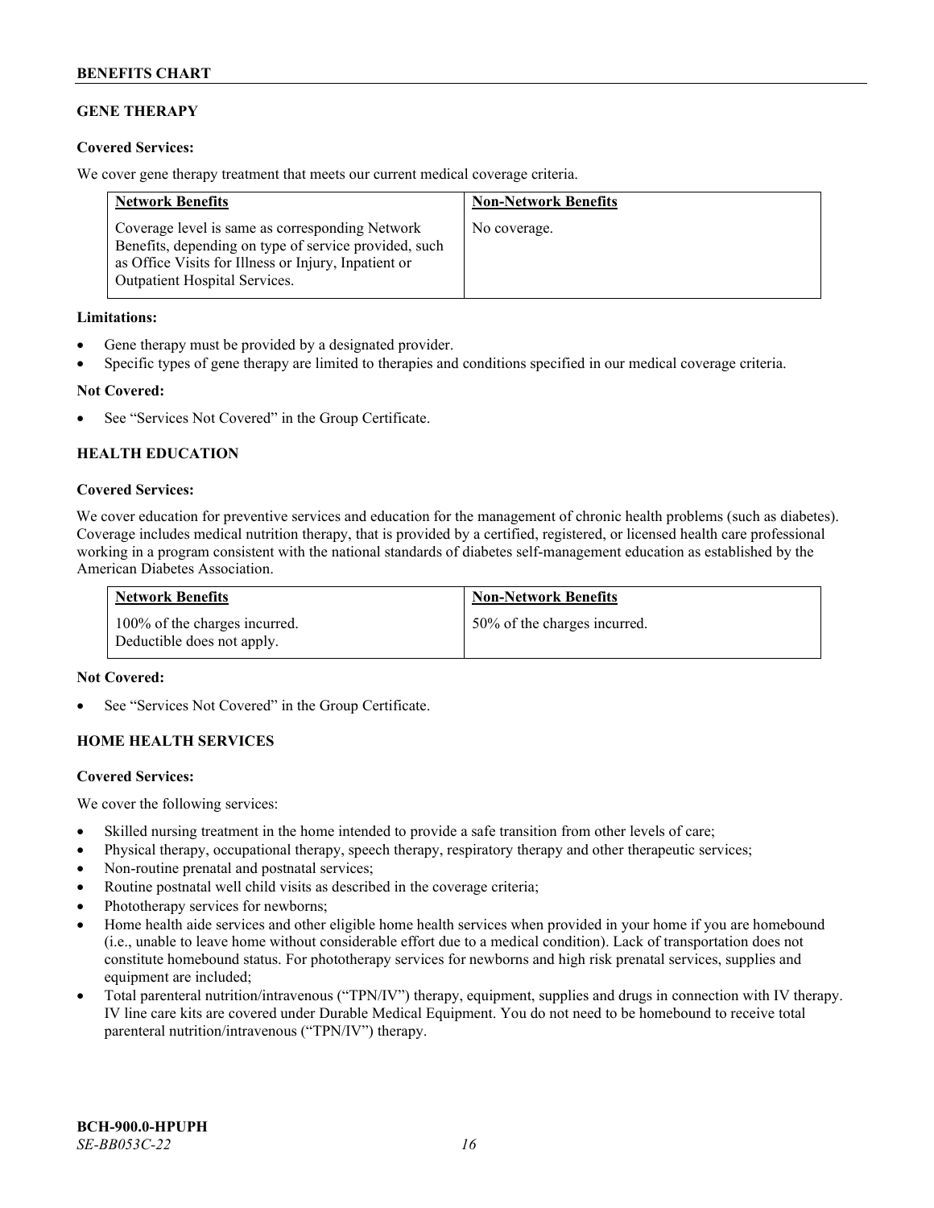## GENE THERAPY

**Covered Services:**

We cover gene therapy treatment that meets our current medical coverage criteria.

| Network Benefits | Non-Network Benefits |
|---|---|
| Coverage level is same as corresponding Network Benefits, depending on type of service provided, such as Office Visits for Illness or Injury, Inpatient or Outpatient Hospital Services. | No coverage. |

**Limitations:**

- Gene therapy must be provided by a designated provider.
- Specific types of gene therapy are limited to therapies and conditions specified in our medical coverage criteria.

**Not Covered:**

- See "Services Not Covered" in the Group Certificate.

## HEALTH EDUCATION

**Covered Services:**

We cover education for preventive services and education for the management of chronic health problems (such as diabetes). Coverage includes medical nutrition therapy, that is provided by a certified, registered, or licensed health care professional working in a program consistent with the national standards of diabetes self-management education as established by the American Diabetes Association.

| Network Benefits | Non-Network Benefits |
|---|---|
| 100% of the charges incurred. Deductible does not apply. | 50% of the charges incurred. |

**Not Covered:**

- See "Services Not Covered" in the Group Certificate.

## HOME HEALTH SERVICES

**Covered Services:**

We cover the following services:

- Skilled nursing treatment in the home intended to provide a safe transition from other levels of care;
- Physical therapy, occupational therapy, speech therapy, respiratory therapy and other therapeutic services;
- Non-routine prenatal and postnatal services;
- Routine postnatal well child visits as described in the coverage criteria;
- Phototherapy services for newborns;
- Home health aide services and other eligible home health services when provided in your home if you are homebound (i.e., unable to leave home without considerable effort due to a medical condition). Lack of transportation does not constitute homebound status. For phototherapy services for newborns and high risk prenatal services, supplies and equipment are included;
- Total parenteral nutrition/intravenous ("TPN/IV") therapy, equipment, supplies and drugs in connection with IV therapy. IV line care kits are covered under Durable Medical Equipment. You do not need to be homebound to receive total parenteral nutrition/intravenous ("TPN/IV") therapy.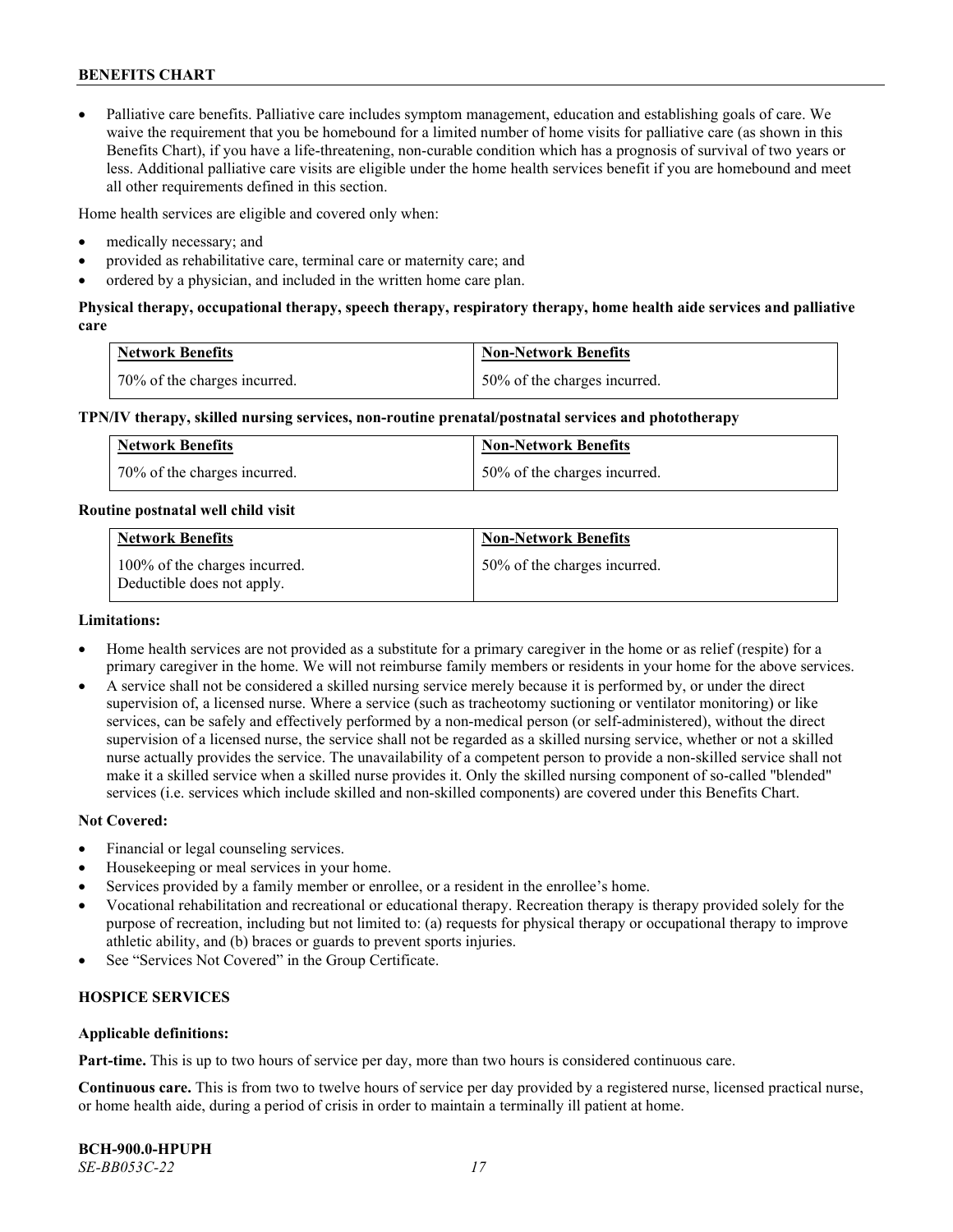- Palliative care benefits. Palliative care includes symptom management, education and establishing goals of care. We waive the requirement that you be homebound for a limited number of home visits for palliative care (as shown in this Benefits Chart), if you have a life-threatening, non-curable condition which has a prognosis of survival of two years or less. Additional palliative care visits are eligible under the home health services benefit if you are homebound and meet all other requirements defined in this section.

Home health services are eligible and covered only when:

- medically necessary; and
- provided as rehabilitative care, terminal care or maternity care; and
- ordered by a physician, and included in the written home care plan.

**Physical therapy, occupational therapy, speech therapy, respiratory therapy, home health aide services and palliative care**

| Network Benefits | Non-Network Benefits |
|---|---|
| 70% of the charges incurred. | 50% of the charges incurred. |

**TPN/IV therapy, skilled nursing services, non-routine prenatal/postnatal services and phototherapy**

| Network Benefits | Non-Network Benefits |
|---|---|
| 70% of the charges incurred. | 50% of the charges incurred. |

**Routine postnatal well child visit**

| Network Benefits | Non-Network Benefits |
|---|---|
| 100% of the charges incurred. Deductible does not apply. | 50% of the charges incurred. |

**Limitations:**

- Home health services are not provided as a substitute for a primary caregiver in the home or as relief (respite) for a primary caregiver in the home. We will not reimburse family members or residents in your home for the above services.
- A service shall not be considered a skilled nursing service merely because it is performed by, or under the direct supervision of, a licensed nurse. Where a service (such as tracheotomy suctioning or ventilator monitoring) or like services, can be safely and effectively performed by a non-medical person (or self-administered), without the direct supervision of a licensed nurse, the service shall not be regarded as a skilled nursing service, whether or not a skilled nurse actually provides the service. The unavailability of a competent person to provide a non-skilled service shall not make it a skilled service when a skilled nurse provides it. Only the skilled nursing component of so-called "blended" services (i.e. services which include skilled and non-skilled components) are covered under this Benefits Chart.

**Not Covered:**

- Financial or legal counseling services.
- Housekeeping or meal services in your home.
- Services provided by a family member or enrollee, or a resident in the enrollee's home.
- Vocational rehabilitation and recreational or educational therapy. Recreation therapy is therapy provided solely for the purpose of recreation, including but not limited to: (a) requests for physical therapy or occupational therapy to improve athletic ability, and (b) braces or guards to prevent sports injuries.
- See "Services Not Covered" in the Group Certificate.

## HOSPICE SERVICES

**Applicable definitions:**

**Part-time.** This is up to two hours of service per day, more than two hours is considered continuous care.

**Continuous care.** This is from two to twelve hours of service per day provided by a registered nurse, licensed practical nurse, or home health aide, during a period of crisis in order to maintain a terminally ill patient at home.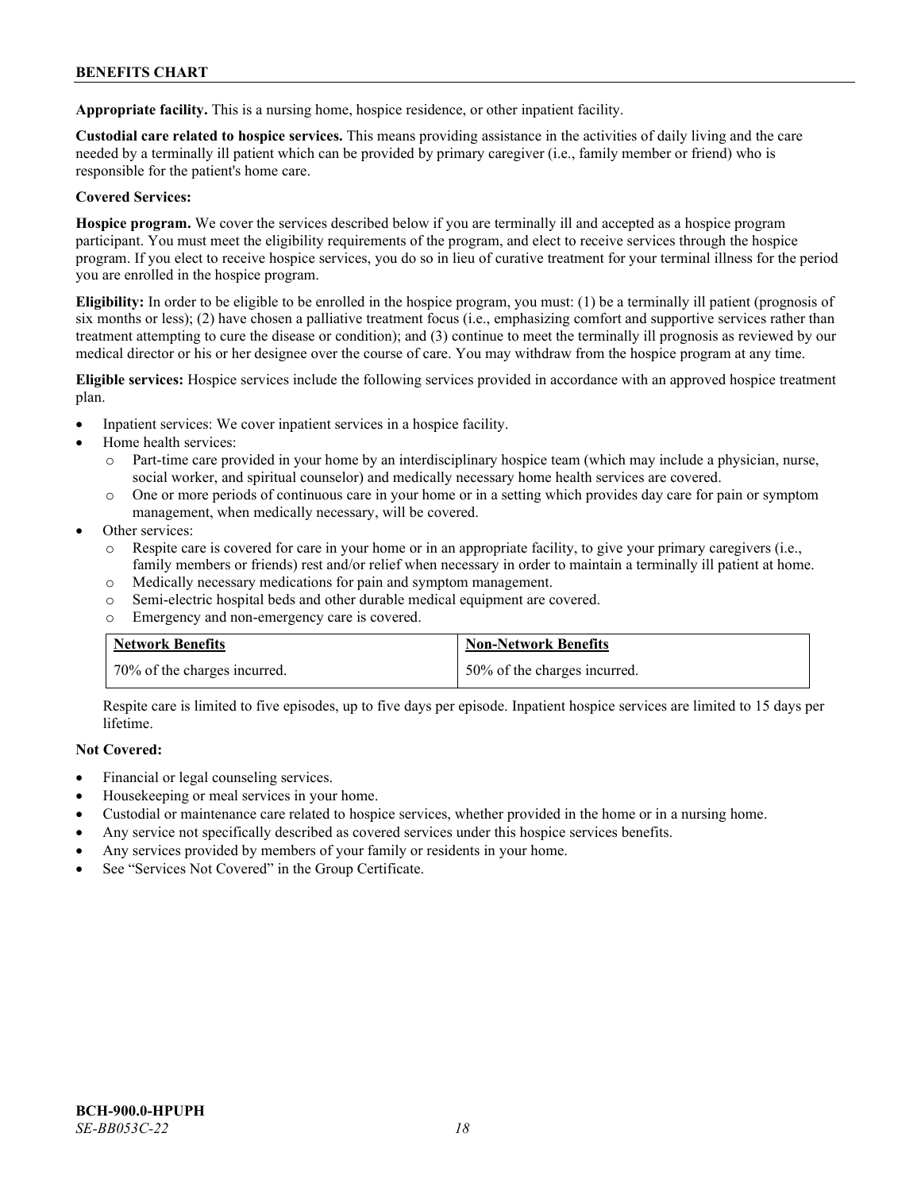**Appropriate facility.** This is a nursing home, hospice residence, or other inpatient facility.

**Custodial care related to hospice services.** This means providing assistance in the activities of daily living and the care needed by a terminally ill patient which can be provided by primary caregiver (i.e., family member or friend) who is responsible for the patient's home care.

**Covered Services:**

**Hospice program.** We cover the services described below if you are terminally ill and accepted as a hospice program participant. You must meet the eligibility requirements of the program, and elect to receive services through the hospice program. If you elect to receive hospice services, you do so in lieu of curative treatment for your terminal illness for the period you are enrolled in the hospice program.

**Eligibility:** In order to be eligible to be enrolled in the hospice program, you must: (1) be a terminally ill patient (prognosis of six months or less); (2) have chosen a palliative treatment focus (i.e., emphasizing comfort and supportive services rather than treatment attempting to cure the disease or condition); and (3) continue to meet the terminally ill prognosis as reviewed by our medical director or his or her designee over the course of care. You may withdraw from the hospice program at any time.

**Eligible services:** Hospice services include the following services provided in accordance with an approved hospice treatment plan.

- Inpatient services: We cover inpatient services in a hospice facility.
- Home health services:
  - Part-time care provided in your home by an interdisciplinary hospice team (which may include a physician, nurse, social worker, and spiritual counselor) and medically necessary home health services are covered.
  - One or more periods of continuous care in your home or in a setting which provides day care for pain or symptom management, when medically necessary, will be covered.
- Other services:
  - Respite care is covered for care in your home or in an appropriate facility, to give your primary caregivers (i.e., family members or friends) rest and/or relief when necessary in order to maintain a terminally ill patient at home.
  - Medically necessary medications for pain and symptom management.
  - Semi-electric hospital beds and other durable medical equipment are covered.
  - Emergency and non-emergency care is covered.

| Network Benefits | Non-Network Benefits |
| --- | --- |
| 70% of the charges incurred. | 50% of the charges incurred. |

Respite care is limited to five episodes, up to five days per episode. Inpatient hospice services are limited to 15 days per lifetime.

**Not Covered:**

- Financial or legal counseling services.
- Housekeeping or meal services in your home.
- Custodial or maintenance care related to hospice services, whether provided in the home or in a nursing home.
- Any service not specifically described as covered services under this hospice services benefits.
- Any services provided by members of your family or residents in your home.
- See "Services Not Covered" in the Group Certificate.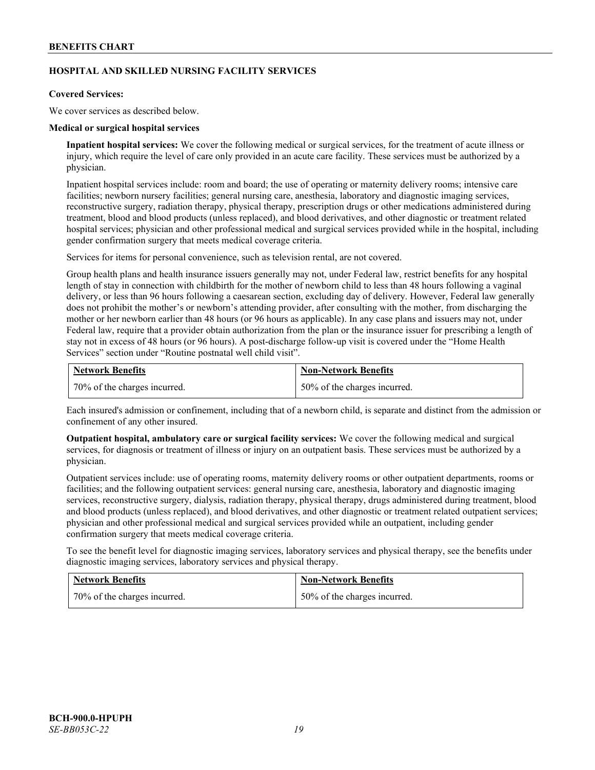## HOSPITAL AND SKILLED NURSING FACILITY SERVICES

**Covered Services:**

We cover services as described below.

**Medical or surgical hospital services**

**Inpatient hospital services:** We cover the following medical or surgical services, for the treatment of acute illness or injury, which require the level of care only provided in an acute care facility. These services must be authorized by a physician.

Inpatient hospital services include: room and board; the use of operating or maternity delivery rooms; intensive care facilities; newborn nursery facilities; general nursing care, anesthesia, laboratory and diagnostic imaging services, reconstructive surgery, radiation therapy, physical therapy, prescription drugs or other medications administered during treatment, blood and blood products (unless replaced), and blood derivatives, and other diagnostic or treatment related hospital services; physician and other professional medical and surgical services provided while in the hospital, including gender confirmation surgery that meets medical coverage criteria.

Services for items for personal convenience, such as television rental, are not covered.

Group health plans and health insurance issuers generally may not, under Federal law, restrict benefits for any hospital length of stay in connection with childbirth for the mother of newborn child to less than 48 hours following a vaginal delivery, or less than 96 hours following a caesarean section, excluding day of delivery. However, Federal law generally does not prohibit the mother's or newborn's attending provider, after consulting with the mother, from discharging the mother or her newborn earlier than 48 hours (or 96 hours as applicable). In any case plans and issuers may not, under Federal law, require that a provider obtain authorization from the plan or the insurance issuer for prescribing a length of stay not in excess of 48 hours (or 96 hours). A post-discharge follow-up visit is covered under the "Home Health Services" section under "Routine postnatal well child visit".

| Network Benefits | Non-Network Benefits |
| --- | --- |
| 70% of the charges incurred. | 50% of the charges incurred. |

Each insured's admission or confinement, including that of a newborn child, is separate and distinct from the admission or confinement of any other insured.

**Outpatient hospital, ambulatory care or surgical facility services:** We cover the following medical and surgical services, for diagnosis or treatment of illness or injury on an outpatient basis. These services must be authorized by a physician.

Outpatient services include: use of operating rooms, maternity delivery rooms or other outpatient departments, rooms or facilities; and the following outpatient services: general nursing care, anesthesia, laboratory and diagnostic imaging services, reconstructive surgery, dialysis, radiation therapy, physical therapy, drugs administered during treatment, blood and blood products (unless replaced), and blood derivatives, and other diagnostic or treatment related outpatient services; physician and other professional medical and surgical services provided while an outpatient, including gender confirmation surgery that meets medical coverage criteria.

To see the benefit level for diagnostic imaging services, laboratory services and physical therapy, see the benefits under diagnostic imaging services, laboratory services and physical therapy.

| Network Benefits | Non-Network Benefits |
| --- | --- |
| 70% of the charges incurred. | 50% of the charges incurred. |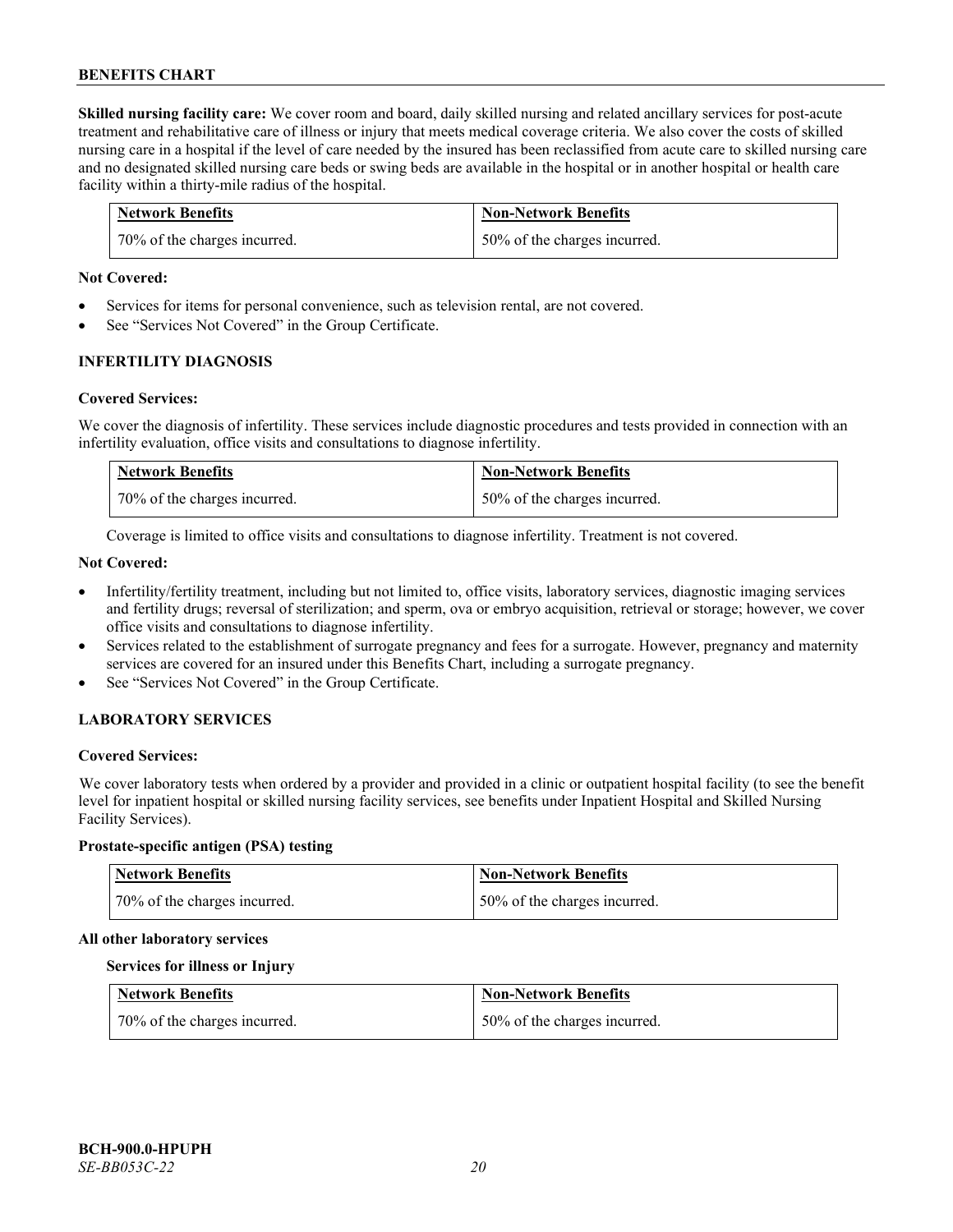**Skilled nursing facility care:** We cover room and board, daily skilled nursing and related ancillary services for post-acute treatment and rehabilitative care of illness or injury that meets medical coverage criteria. We also cover the costs of skilled nursing care in a hospital if the level of care needed by the insured has been reclassified from acute care to skilled nursing care and no designated skilled nursing care beds or swing beds are available in the hospital or in another hospital or health care facility within a thirty-mile radius of the hospital.

| Network Benefits | Non-Network Benefits |
|---|---|
| 70% of the charges incurred. | 50% of the charges incurred. |

**Not Covered:**

- Services for items for personal convenience, such as television rental, are not covered.
- See "Services Not Covered" in the Group Certificate.

### INFERTILITY DIAGNOSIS

**Covered Services:**

We cover the diagnosis of infertility. These services include diagnostic procedures and tests provided in connection with an infertility evaluation, office visits and consultations to diagnose infertility.

| Network Benefits | Non-Network Benefits |
|---|---|
| 70% of the charges incurred. | 50% of the charges incurred. |

Coverage is limited to office visits and consultations to diagnose infertility. Treatment is not covered.

**Not Covered:**

- Infertility/fertility treatment, including but not limited to, office visits, laboratory services, diagnostic imaging services and fertility drugs; reversal of sterilization; and sperm, ova or embryo acquisition, retrieval or storage; however, we cover office visits and consultations to diagnose infertility.
- Services related to the establishment of surrogate pregnancy and fees for a surrogate. However, pregnancy and maternity services are covered for an insured under this Benefits Chart, including a surrogate pregnancy.
- See "Services Not Covered" in the Group Certificate.

### LABORATORY SERVICES

**Covered Services:**

We cover laboratory tests when ordered by a provider and provided in a clinic or outpatient hospital facility (to see the benefit level for inpatient hospital or skilled nursing facility services, see benefits under Inpatient Hospital and Skilled Nursing Facility Services).

**Prostate-specific antigen (PSA) testing**

| Network Benefits | Non-Network Benefits |
|---|---|
| 70% of the charges incurred. | 50% of the charges incurred. |

**All other laboratory services**

**Services for illness or Injury**

| Network Benefits | Non-Network Benefits |
|---|---|
| 70% of the charges incurred. | 50% of the charges incurred. |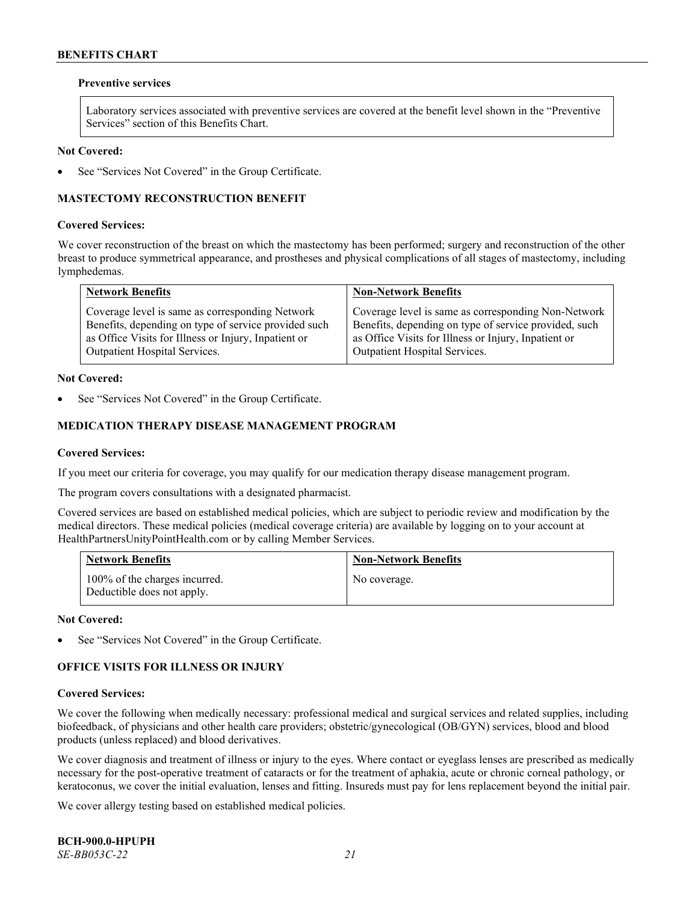**Preventive services**

| |
|---|
| Laboratory services associated with preventive services are covered at the benefit level shown in the "Preventive Services" section of this Benefits Chart. |

**Not Covered:**

- See "Services Not Covered" in the Group Certificate.

## MASTECTOMY RECONSTRUCTION BENEFIT

**Covered Services:**

We cover reconstruction of the breast on which the mastectomy has been performed; surgery and reconstruction of the other breast to produce symmetrical appearance, and prostheses and physical complications of all stages of mastectomy, including lymphedemas.

| Network Benefits | Non-Network Benefits |
|---|---|
| Coverage level is same as corresponding Network Benefits, depending on type of service provided such as Office Visits for Illness or Injury, Inpatient or Outpatient Hospital Services. | Coverage level is same as corresponding Non-Network Benefits, depending on type of service provided, such as Office Visits for Illness or Injury, Inpatient or Outpatient Hospital Services. |

**Not Covered:**

- See "Services Not Covered" in the Group Certificate.

## MEDICATION THERAPY DISEASE MANAGEMENT PROGRAM

**Covered Services:**

If you meet our criteria for coverage, you may qualify for our medication therapy disease management program.

The program covers consultations with a designated pharmacist.

Covered services are based on established medical policies, which are subject to periodic review and modification by the medical directors. These medical policies (medical coverage criteria) are available by logging on to your account at HealthPartnersUnityPointHealth.com or by calling Member Services.

| Network Benefits | Non-Network Benefits |
|---|---|
| 100% of the charges incurred. Deductible does not apply. | No coverage. |

**Not Covered:**

- See "Services Not Covered" in the Group Certificate.

## OFFICE VISITS FOR ILLNESS OR INJURY

**Covered Services:**

We cover the following when medically necessary: professional medical and surgical services and related supplies, including biofeedback, of physicians and other health care providers; obstetric/gynecological (OB/GYN) services, blood and blood products (unless replaced) and blood derivatives.

We cover diagnosis and treatment of illness or injury to the eyes. Where contact or eyeglass lenses are prescribed as medically necessary for the post-operative treatment of cataracts or for the treatment of aphakia, acute or chronic corneal pathology, or keratoconus, we cover the initial evaluation, lenses and fitting. Insureds must pay for lens replacement beyond the initial pair.

We cover allergy testing based on established medical policies.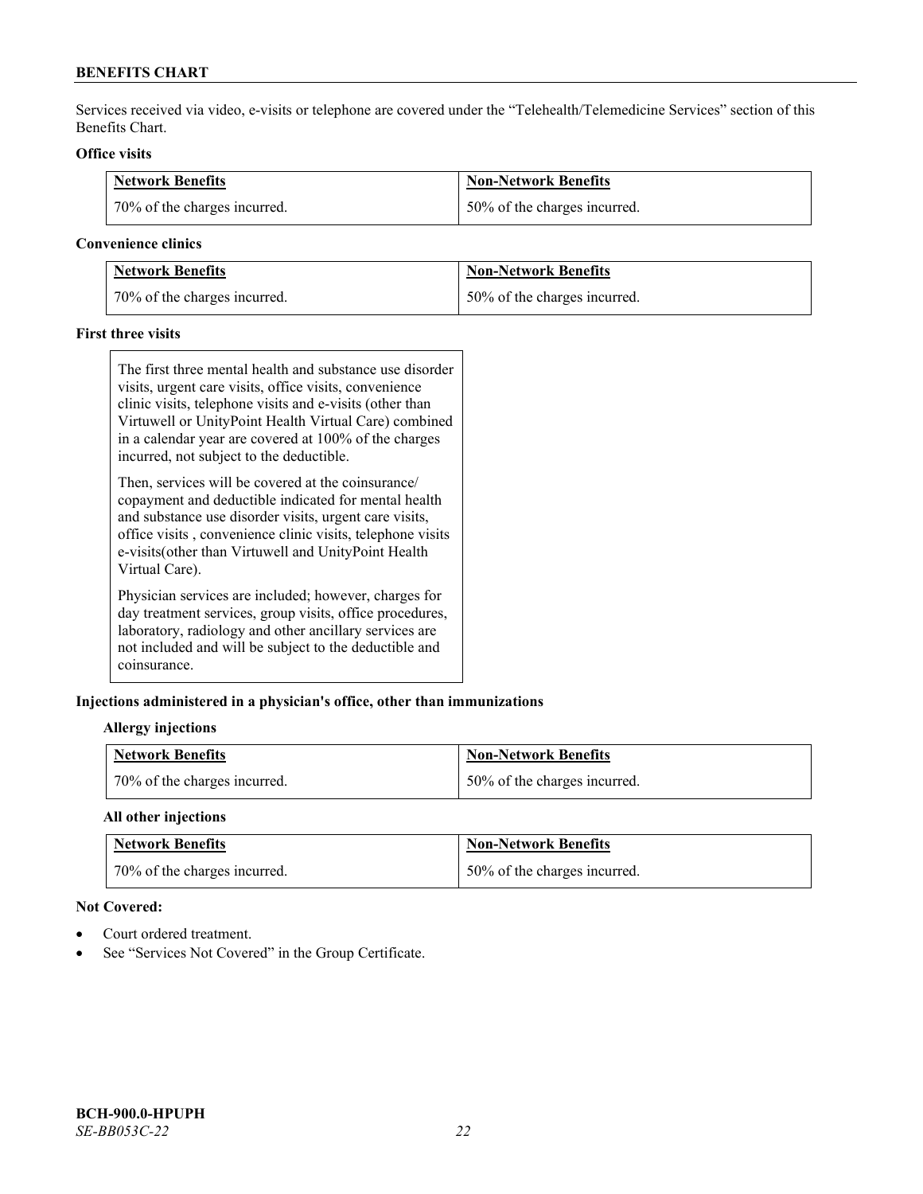Services received via video, e-visits or telephone are covered under the "Telehealth/Telemedicine Services" section of this Benefits Chart.

**Office visits**

| Network Benefits | Non-Network Benefits |
| --- | --- |
| 70% of the charges incurred. | 50% of the charges incurred. |

**Convenience clinics**

| Network Benefits | Non-Network Benefits |
| --- | --- |
| 70% of the charges incurred. | 50% of the charges incurred. |

**First three visits**

The first three mental health and substance use disorder visits, urgent care visits, office visits, convenience clinic visits, telephone visits and e-visits (other than Virtuwell or UnityPoint Health Virtual Care) combined in a calendar year are covered at 100% of the charges incurred, not subject to the deductible.

Then, services will be covered at the coinsurance/ copayment and deductible indicated for mental health and substance use disorder visits, urgent care visits, office visits , convenience clinic visits, telephone visits e-visits(other than Virtuwell and UnityPoint Health Virtual Care).

Physician services are included; however, charges for day treatment services, group visits, office procedures, laboratory, radiology and other ancillary services are not included and will be subject to the deductible and coinsurance.

**Injections administered in a physician's office, other than immunizations**

**Allergy injections**

| Network Benefits | Non-Network Benefits |
| --- | --- |
| 70% of the charges incurred. | 50% of the charges incurred. |

**All other injections**

| Network Benefits | Non-Network Benefits |
| --- | --- |
| 70% of the charges incurred. | 50% of the charges incurred. |

**Not Covered:**

- Court ordered treatment.
- See "Services Not Covered" in the Group Certificate.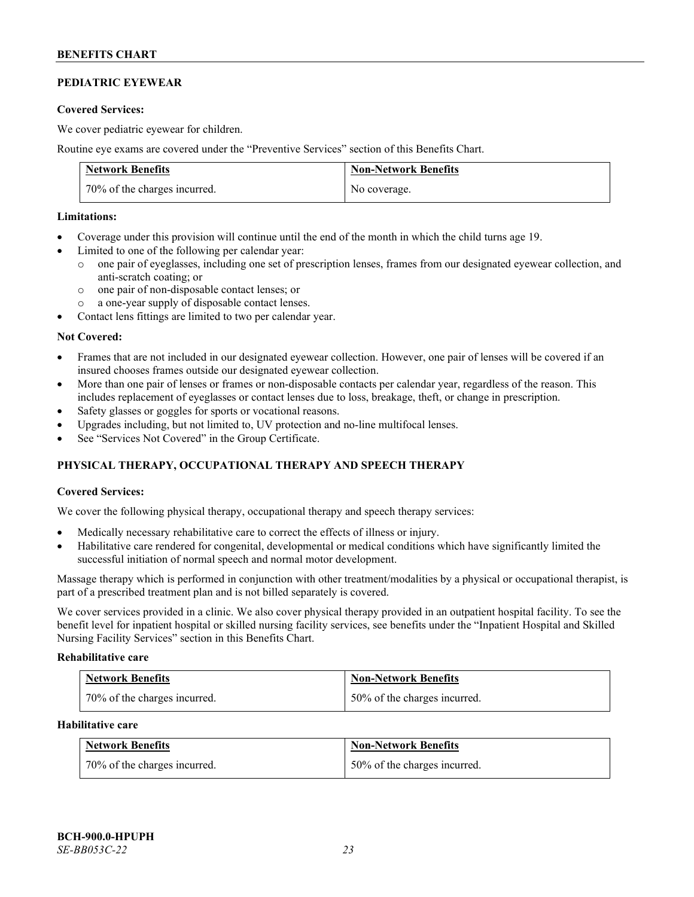## PEDIATRIC EYEWEAR

**Covered Services:**

We cover pediatric eyewear for children.

Routine eye exams are covered under the "Preventive Services" section of this Benefits Chart.

| Network Benefits | Non-Network Benefits |
|---|---|
| 70% of the charges incurred. | No coverage. |

**Limitations:**

- Coverage under this provision will continue until the end of the month in which the child turns age 19.
- Limited to one of the following per calendar year:
  - one pair of eyeglasses, including one set of prescription lenses, frames from our designated eyewear collection, and anti-scratch coating; or
  - one pair of non-disposable contact lenses; or
  - a one-year supply of disposable contact lenses.
- Contact lens fittings are limited to two per calendar year.

**Not Covered:**

- Frames that are not included in our designated eyewear collection. However, one pair of lenses will be covered if an insured chooses frames outside our designated eyewear collection.
- More than one pair of lenses or frames or non-disposable contacts per calendar year, regardless of the reason. This includes replacement of eyeglasses or contact lenses due to loss, breakage, theft, or change in prescription.
- Safety glasses or goggles for sports or vocational reasons.
- Upgrades including, but not limited to, UV protection and no-line multifocal lenses.
- See "Services Not Covered" in the Group Certificate.

## PHYSICAL THERAPY, OCCUPATIONAL THERAPY AND SPEECH THERAPY

**Covered Services:**

We cover the following physical therapy, occupational therapy and speech therapy services:

- Medically necessary rehabilitative care to correct the effects of illness or injury.
- Habilitative care rendered for congenital, developmental or medical conditions which have significantly limited the successful initiation of normal speech and normal motor development.

Massage therapy which is performed in conjunction with other treatment/modalities by a physical or occupational therapist, is part of a prescribed treatment plan and is not billed separately is covered.

We cover services provided in a clinic. We also cover physical therapy provided in an outpatient hospital facility. To see the benefit level for inpatient hospital or skilled nursing facility services, see benefits under the "Inpatient Hospital and Skilled Nursing Facility Services" section in this Benefits Chart.

**Rehabilitative care**

| Network Benefits | Non-Network Benefits |
|---|---|
| 70% of the charges incurred. | 50% of the charges incurred. |

**Habilitative care**

| Network Benefits | Non-Network Benefits |
|---|---|
| 70% of the charges incurred. | 50% of the charges incurred. |

**BCH-900.0-HPUPH**
*SE-BB053C-22*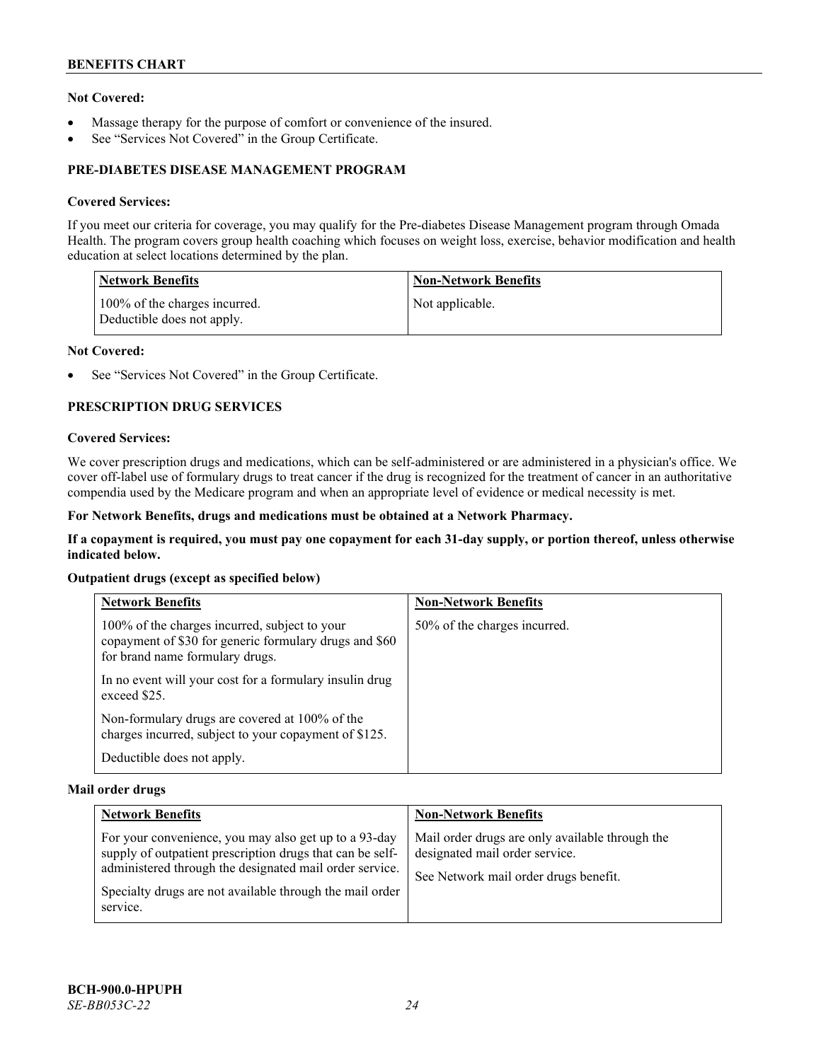**Not Covered:**

- Massage therapy for the purpose of comfort or convenience of the insured.
- See "Services Not Covered" in the Group Certificate.

### PRE-DIABETES DISEASE MANAGEMENT PROGRAM

**Covered Services:**

If you meet our criteria for coverage, you may qualify for the Pre-diabetes Disease Management program through Omada Health. The program covers group health coaching which focuses on weight loss, exercise, behavior modification and health education at select locations determined by the plan.

| Network Benefits | Non-Network Benefits |
|---|---|
| 100% of the charges incurred.<br>Deductible does not apply. | Not applicable. |

**Not Covered:**

- See "Services Not Covered" in the Group Certificate.

### PRESCRIPTION DRUG SERVICES

**Covered Services:**

We cover prescription drugs and medications, which can be self-administered or are administered in a physician's office. We cover off-label use of formulary drugs to treat cancer if the drug is recognized for the treatment of cancer in an authoritative compendia used by the Medicare program and when an appropriate level of evidence or medical necessity is met.

**For Network Benefits, drugs and medications must be obtained at a Network Pharmacy.**

**If a copayment is required, you must pay one copayment for each 31-day supply, or portion thereof, unless otherwise indicated below.**

**Outpatient drugs (except as specified below)**

| Network Benefits | Non-Network Benefits |
|---|---|
| 100% of the charges incurred, subject to your copayment of $30 for generic formulary drugs and $60 for brand name formulary drugs.<br><br>In no event will your cost for a formulary insulin drug exceed $25.<br><br>Non-formulary drugs are covered at 100% of the charges incurred, subject to your copayment of $125.<br><br>Deductible does not apply. | 50% of the charges incurred. |

**Mail order drugs**

| Network Benefits | Non-Network Benefits |
|---|---|
| For your convenience, you may also get up to a 93-day supply of outpatient prescription drugs that can be self-administered through the designated mail order service.<br><br>Specialty drugs are not available through the mail order service. | Mail order drugs are only available through the designated mail order service.<br><br>See Network mail order drugs benefit. |

BCH-900.0-HPUPH
*SE-BB053C-22*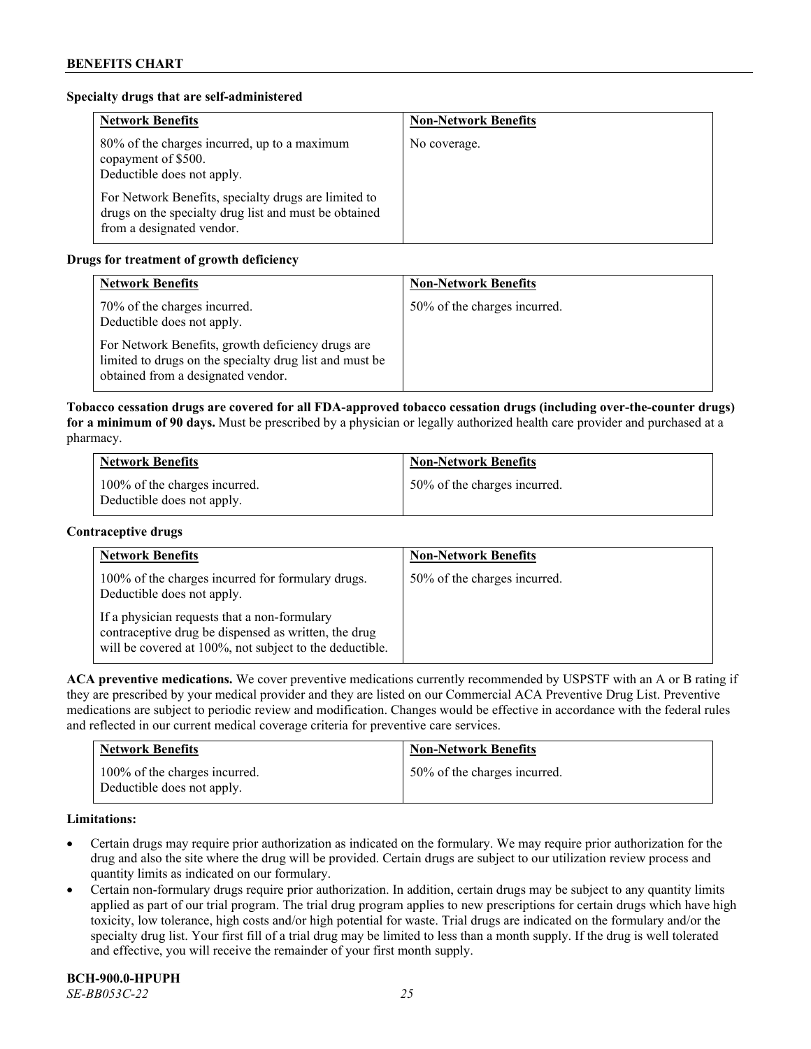**Specialty drugs that are self-administered**

| Network Benefits | Non-Network Benefits |
|---|---|
| 80% of the charges incurred, up to a maximum copayment of $500.<br>Deductible does not apply.<br><br>For Network Benefits, specialty drugs are limited to drugs on the specialty drug list and must be obtained from a designated vendor. | No coverage. |

**Drugs for treatment of growth deficiency**

| Network Benefits | Non-Network Benefits |
|---|---|
| 70% of the charges incurred.<br>Deductible does not apply.<br><br>For Network Benefits, growth deficiency drugs are limited to drugs on the specialty drug list and must be obtained from a designated vendor. | 50% of the charges incurred. |

**Tobacco cessation drugs are covered for all FDA-approved tobacco cessation drugs (including over-the-counter drugs) for a minimum of 90 days.** Must be prescribed by a physician or legally authorized health care provider and purchased at a pharmacy.

| Network Benefits | Non-Network Benefits |
|---|---|
| 100% of the charges incurred.<br>Deductible does not apply. | 50% of the charges incurred. |

**Contraceptive drugs**

| Network Benefits | Non-Network Benefits |
|---|---|
| 100% of the charges incurred for formulary drugs.<br>Deductible does not apply.<br><br>If a physician requests that a non-formulary contraceptive drug be dispensed as written, the drug will be covered at 100%, not subject to the deductible. | 50% of the charges incurred. |

**ACA preventive medications.** We cover preventive medications currently recommended by USPSTF with an A or B rating if they are prescribed by your medical provider and they are listed on our Commercial ACA Preventive Drug List. Preventive medications are subject to periodic review and modification. Changes would be effective in accordance with the federal rules and reflected in our current medical coverage criteria for preventive care services.

| Network Benefits | Non-Network Benefits |
|---|---|
| 100% of the charges incurred.<br>Deductible does not apply. | 50% of the charges incurred. |

**Limitations:**

- Certain drugs may require prior authorization as indicated on the formulary. We may require prior authorization for the drug and also the site where the drug will be provided. Certain drugs are subject to our utilization review process and quantity limits as indicated on our formulary.
- Certain non-formulary drugs require prior authorization. In addition, certain drugs may be subject to any quantity limits applied as part of our trial program. The trial drug program applies to new prescriptions for certain drugs which have high toxicity, low tolerance, high costs and/or high potential for waste. Trial drugs are indicated on the formulary and/or the specialty drug list. Your first fill of a trial drug may be limited to less than a month supply. If the drug is well tolerated and effective, you will receive the remainder of your first month supply.

**BCH-900.0-HPUPH**
*SE-BB053C-22*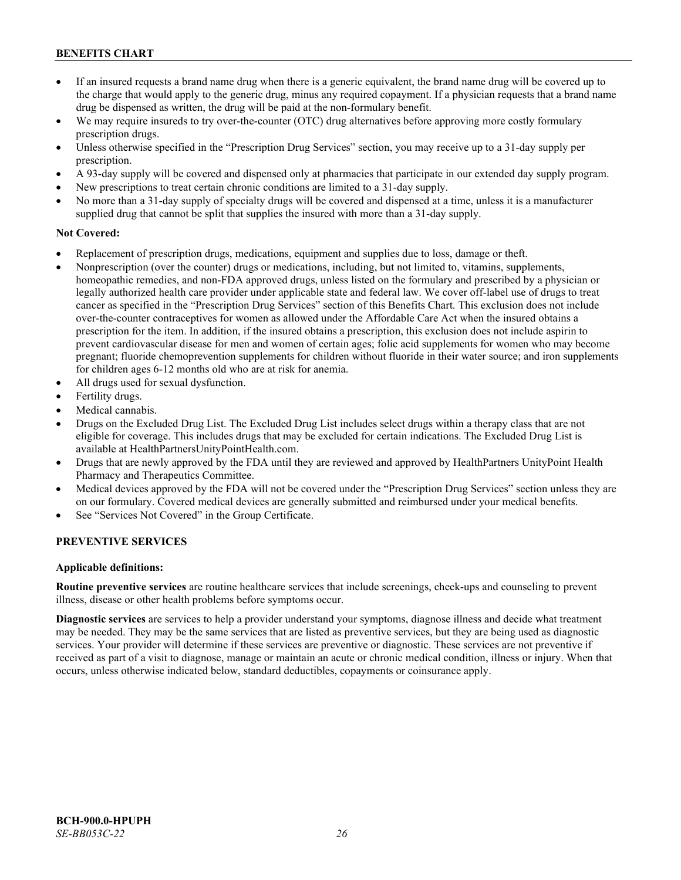- If an insured requests a brand name drug when there is a generic equivalent, the brand name drug will be covered up to the charge that would apply to the generic drug, minus any required copayment. If a physician requests that a brand name drug be dispensed as written, the drug will be paid at the non-formulary benefit.
- We may require insureds to try over-the-counter (OTC) drug alternatives before approving more costly formulary prescription drugs.
- Unless otherwise specified in the "Prescription Drug Services" section, you may receive up to a 31-day supply per prescription.
- A 93-day supply will be covered and dispensed only at pharmacies that participate in our extended day supply program.
- New prescriptions to treat certain chronic conditions are limited to a 31-day supply.
- No more than a 31-day supply of specialty drugs will be covered and dispensed at a time, unless it is a manufacturer supplied drug that cannot be split that supplies the insured with more than a 31-day supply.

**Not Covered:**

- Replacement of prescription drugs, medications, equipment and supplies due to loss, damage or theft.
- Nonprescription (over the counter) drugs or medications, including, but not limited to, vitamins, supplements, homeopathic remedies, and non-FDA approved drugs, unless listed on the formulary and prescribed by a physician or legally authorized health care provider under applicable state and federal law. We cover off-label use of drugs to treat cancer as specified in the "Prescription Drug Services" section of this Benefits Chart. This exclusion does not include over-the-counter contraceptives for women as allowed under the Affordable Care Act when the insured obtains a prescription for the item. In addition, if the insured obtains a prescription, this exclusion does not include aspirin to prevent cardiovascular disease for men and women of certain ages; folic acid supplements for women who may become pregnant; fluoride chemoprevention supplements for children without fluoride in their water source; and iron supplements for children ages 6-12 months old who are at risk for anemia.
- All drugs used for sexual dysfunction.
- Fertility drugs.
- Medical cannabis.
- Drugs on the Excluded Drug List. The Excluded Drug List includes select drugs within a therapy class that are not eligible for coverage. This includes drugs that may be excluded for certain indications. The Excluded Drug List is available at HealthPartnersUnityPointHealth.com.
- Drugs that are newly approved by the FDA until they are reviewed and approved by HealthPartners UnityPoint Health Pharmacy and Therapeutics Committee.
- Medical devices approved by the FDA will not be covered under the "Prescription Drug Services" section unless they are on our formulary. Covered medical devices are generally submitted and reimbursed under your medical benefits.
- See "Services Not Covered" in the Group Certificate.

## PREVENTIVE SERVICES

**Applicable definitions:**

**Routine preventive services** are routine healthcare services that include screenings, check-ups and counseling to prevent illness, disease or other health problems before symptoms occur.

**Diagnostic services** are services to help a provider understand your symptoms, diagnose illness and decide what treatment may be needed. They may be the same services that are listed as preventive services, but they are being used as diagnostic services. Your provider will determine if these services are preventive or diagnostic. These services are not preventive if received as part of a visit to diagnose, manage or maintain an acute or chronic medical condition, illness or injury. When that occurs, unless otherwise indicated below, standard deductibles, copayments or coinsurance apply.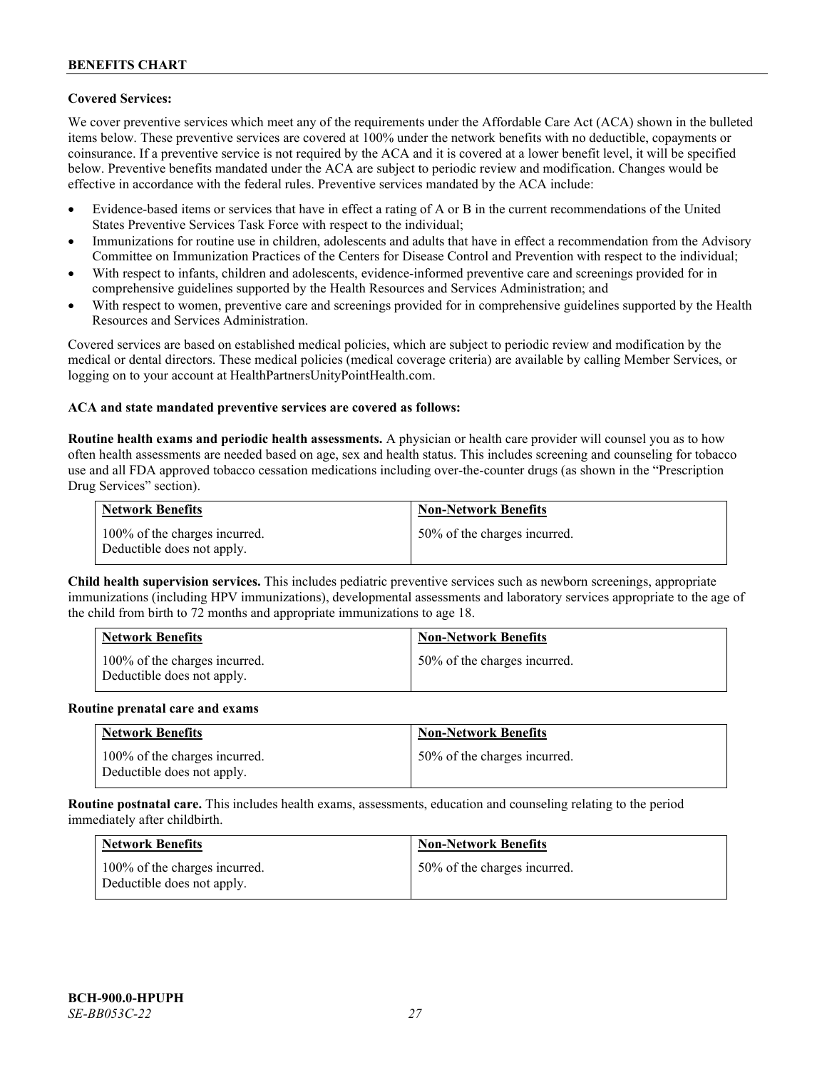**Covered Services:**

We cover preventive services which meet any of the requirements under the Affordable Care Act (ACA) shown in the bulleted items below. These preventive services are covered at 100% under the network benefits with no deductible, copayments or coinsurance. If a preventive service is not required by the ACA and it is covered at a lower benefit level, it will be specified below. Preventive benefits mandated under the ACA are subject to periodic review and modification. Changes would be effective in accordance with the federal rules. Preventive services mandated by the ACA include:

- Evidence-based items or services that have in effect a rating of A or B in the current recommendations of the United States Preventive Services Task Force with respect to the individual;
- Immunizations for routine use in children, adolescents and adults that have in effect a recommendation from the Advisory Committee on Immunization Practices of the Centers for Disease Control and Prevention with respect to the individual;
- With respect to infants, children and adolescents, evidence-informed preventive care and screenings provided for in comprehensive guidelines supported by the Health Resources and Services Administration; and
- With respect to women, preventive care and screenings provided for in comprehensive guidelines supported by the Health Resources and Services Administration.

Covered services are based on established medical policies, which are subject to periodic review and modification by the medical or dental directors. These medical policies (medical coverage criteria) are available by calling Member Services, or logging on to your account at HealthPartnersUnityPointHealth.com.

**ACA and state mandated preventive services are covered as follows:**

**Routine health exams and periodic health assessments.** A physician or health care provider will counsel you as to how often health assessments are needed based on age, sex and health status. This includes screening and counseling for tobacco use and all FDA approved tobacco cessation medications including over-the-counter drugs (as shown in the "Prescription Drug Services" section).

| Network Benefits | Non-Network Benefits |
|---|---|
| 100% of the charges incurred. Deductible does not apply. | 50% of the charges incurred. |

**Child health supervision services.** This includes pediatric preventive services such as newborn screenings, appropriate immunizations (including HPV immunizations), developmental assessments and laboratory services appropriate to the age of the child from birth to 72 months and appropriate immunizations to age 18.

| Network Benefits | Non-Network Benefits |
|---|---|
| 100% of the charges incurred. Deductible does not apply. | 50% of the charges incurred. |

**Routine prenatal care and exams**

| Network Benefits | Non-Network Benefits |
|---|---|
| 100% of the charges incurred. Deductible does not apply. | 50% of the charges incurred. |

**Routine postnatal care.** This includes health exams, assessments, education and counseling relating to the period immediately after childbirth.

| Network Benefits | Non-Network Benefits |
|---|---|
| 100% of the charges incurred. Deductible does not apply. | 50% of the charges incurred. |

**BCH-900.0-HPUPH**
*SE-BB053C-22*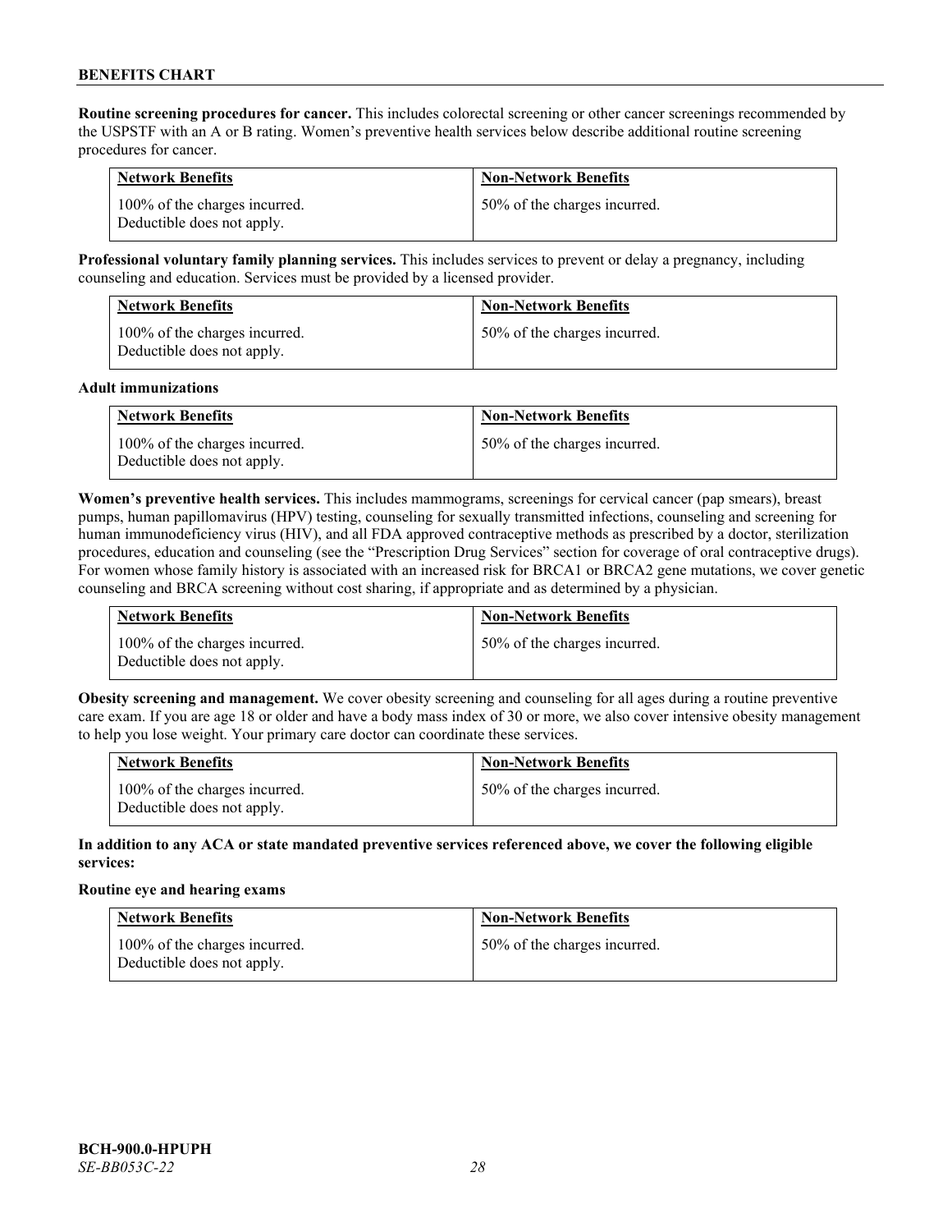**Routine screening procedures for cancer.** This includes colorectal screening or other cancer screenings recommended by the USPSTF with an A or B rating. Women's preventive health services below describe additional routine screening procedures for cancer.

| Network Benefits | Non-Network Benefits |
|---|---|
| 100% of the charges incurred. Deductible does not apply. | 50% of the charges incurred. |

**Professional voluntary family planning services.** This includes services to prevent or delay a pregnancy, including counseling and education. Services must be provided by a licensed provider.

| Network Benefits | Non-Network Benefits |
|---|---|
| 100% of the charges incurred. Deductible does not apply. | 50% of the charges incurred. |

**Adult immunizations**

| Network Benefits | Non-Network Benefits |
|---|---|
| 100% of the charges incurred. Deductible does not apply. | 50% of the charges incurred. |

**Women's preventive health services.** This includes mammograms, screenings for cervical cancer (pap smears), breast pumps, human papillomavirus (HPV) testing, counseling for sexually transmitted infections, counseling and screening for human immunodeficiency virus (HIV), and all FDA approved contraceptive methods as prescribed by a doctor, sterilization procedures, education and counseling (see the "Prescription Drug Services" section for coverage of oral contraceptive drugs). For women whose family history is associated with an increased risk for BRCA1 or BRCA2 gene mutations, we cover genetic counseling and BRCA screening without cost sharing, if appropriate and as determined by a physician.

| Network Benefits | Non-Network Benefits |
|---|---|
| 100% of the charges incurred. Deductible does not apply. | 50% of the charges incurred. |

**Obesity screening and management.** We cover obesity screening and counseling for all ages during a routine preventive care exam. If you are age 18 or older and have a body mass index of 30 or more, we also cover intensive obesity management to help you lose weight. Your primary care doctor can coordinate these services.

| Network Benefits | Non-Network Benefits |
|---|---|
| 100% of the charges incurred. Deductible does not apply. | 50% of the charges incurred. |

**In addition to any ACA or state mandated preventive services referenced above, we cover the following eligible services:**

**Routine eye and hearing exams**

| Network Benefits | Non-Network Benefits |
|---|---|
| 100% of the charges incurred. Deductible does not apply. | 50% of the charges incurred. |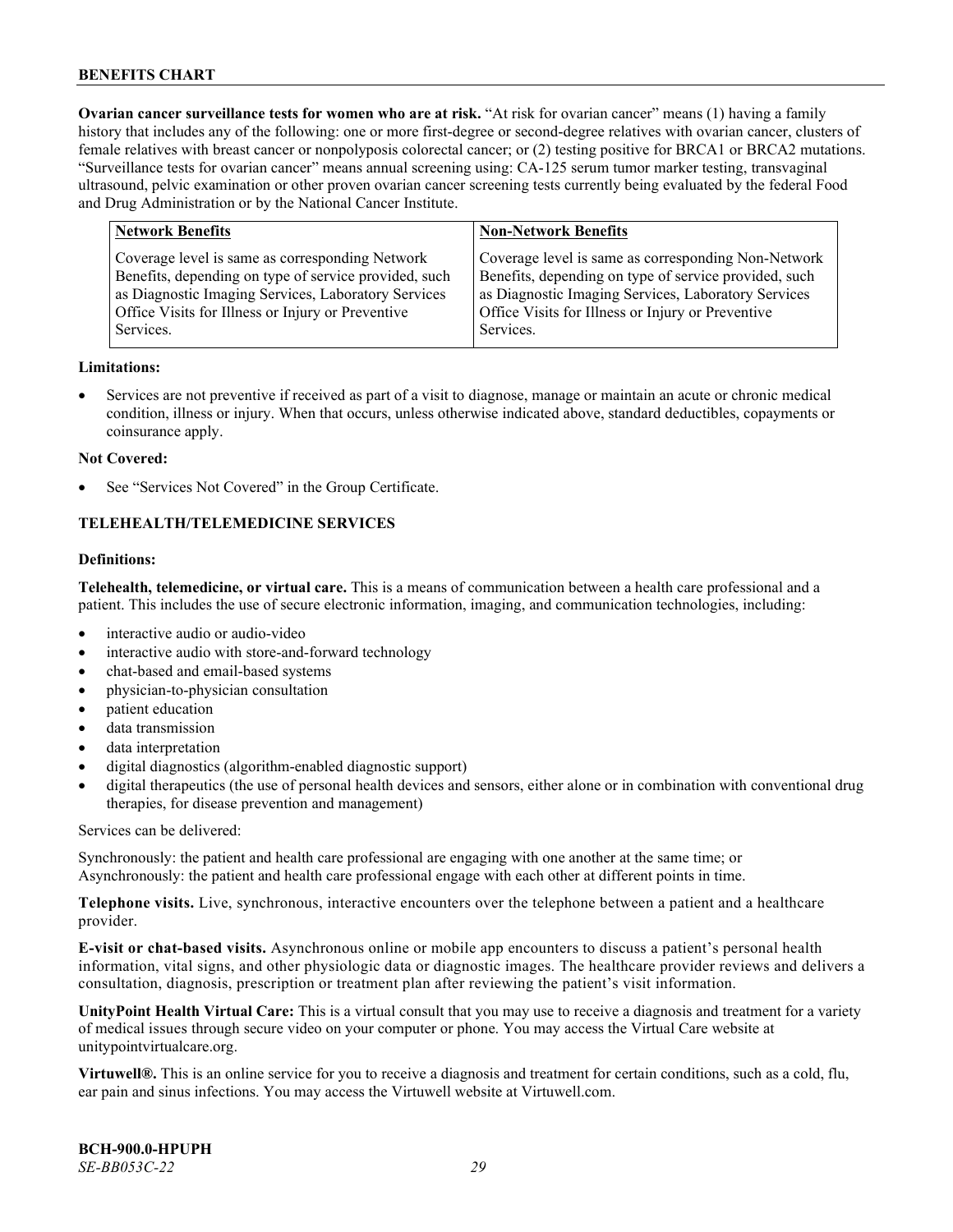**Ovarian cancer surveillance tests for women who are at risk.** "At risk for ovarian cancer" means (1) having a family history that includes any of the following: one or more first-degree or second-degree relatives with ovarian cancer, clusters of female relatives with breast cancer or nonpolyposis colorectal cancer; or (2) testing positive for BRCA1 or BRCA2 mutations. "Surveillance tests for ovarian cancer" means annual screening using: CA-125 serum tumor marker testing, transvaginal ultrasound, pelvic examination or other proven ovarian cancer screening tests currently being evaluated by the federal Food and Drug Administration or by the National Cancer Institute.

| Network Benefits | Non-Network Benefits |
|---|---|
| Coverage level is same as corresponding Network Benefits, depending on type of service provided, such as Diagnostic Imaging Services, Laboratory Services Office Visits for Illness or Injury or Preventive Services. | Coverage level is same as corresponding Non-Network Benefits, depending on type of service provided, such as Diagnostic Imaging Services, Laboratory Services Office Visits for Illness or Injury or Preventive Services. |

**Limitations:**

- Services are not preventive if received as part of a visit to diagnose, manage or maintain an acute or chronic medical condition, illness or injury. When that occurs, unless otherwise indicated above, standard deductibles, copayments or coinsurance apply.

**Not Covered:**

- See "Services Not Covered" in the Group Certificate.

## TELEHEALTH/TELEMEDICINE SERVICES

**Definitions:**

**Telehealth, telemedicine, or virtual care.** This is a means of communication between a health care professional and a patient. This includes the use of secure electronic information, imaging, and communication technologies, including:

- interactive audio or audio-video
- interactive audio with store-and-forward technology
- chat-based and email-based systems
- physician-to-physician consultation
- patient education
- data transmission
- data interpretation
- digital diagnostics (algorithm-enabled diagnostic support)
- digital therapeutics (the use of personal health devices and sensors, either alone or in combination with conventional drug therapies, for disease prevention and management)

Services can be delivered:

Synchronously: the patient and health care professional are engaging with one another at the same time; or
Asynchronously: the patient and health care professional engage with each other at different points in time.

**Telephone visits.** Live, synchronous, interactive encounters over the telephone between a patient and a healthcare provider.

**E-visit or chat-based visits.** Asynchronous online or mobile app encounters to discuss a patient's personal health information, vital signs, and other physiologic data or diagnostic images. The healthcare provider reviews and delivers a consultation, diagnosis, prescription or treatment plan after reviewing the patient's visit information.

**UnityPoint Health Virtual Care:** This is a virtual consult that you may use to receive a diagnosis and treatment for a variety of medical issues through secure video on your computer or phone. You may access the Virtual Care website at unitypointvirtualcare.org.

**Virtuwell®.** This is an online service for you to receive a diagnosis and treatment for certain conditions, such as a cold, flu, ear pain and sinus infections. You may access the Virtuwell website at Virtuwell.com.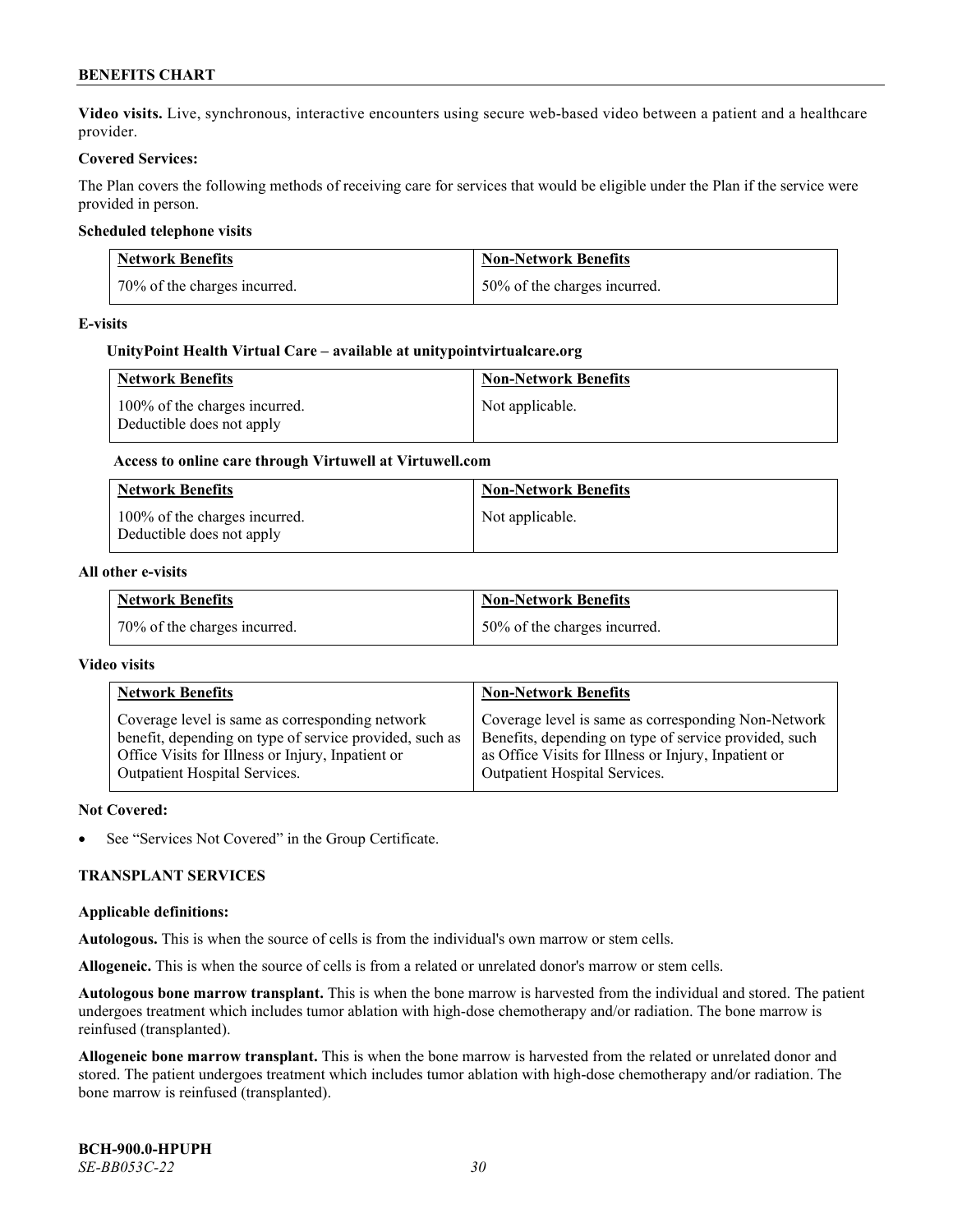**Video visits.** Live, synchronous, interactive encounters using secure web-based video between a patient and a healthcare provider.

**Covered Services:**

The Plan covers the following methods of receiving care for services that would be eligible under the Plan if the service were provided in person.

**Scheduled telephone visits**

| Network Benefits | Non-Network Benefits |
|---|---|
| 70% of the charges incurred. | 50% of the charges incurred. |

**E-visits**

**UnityPoint Health Virtual Care – available at unitypointvirtualcare.org**

| Network Benefits | Non-Network Benefits |
|---|---|
| 100% of the charges incurred. Deductible does not apply | Not applicable. |

**Access to online care through Virtuwell at Virtuwell.com**

| Network Benefits | Non-Network Benefits |
|---|---|
| 100% of the charges incurred. Deductible does not apply | Not applicable. |

**All other e-visits**

| Network Benefits | Non-Network Benefits |
|---|---|
| 70% of the charges incurred. | 50% of the charges incurred. |

**Video visits**

| Network Benefits | Non-Network Benefits |
|---|---|
| Coverage level is same as corresponding network benefit, depending on type of service provided, such as Office Visits for Illness or Injury, Inpatient or Outpatient Hospital Services. | Coverage level is same as corresponding Non-Network Benefits, depending on type of service provided, such as Office Visits for Illness or Injury, Inpatient or Outpatient Hospital Services. |

**Not Covered:**

- See "Services Not Covered" in the Group Certificate.

## TRANSPLANT SERVICES

**Applicable definitions:**

**Autologous.** This is when the source of cells is from the individual's own marrow or stem cells.

**Allogeneic.** This is when the source of cells is from a related or unrelated donor's marrow or stem cells.

**Autologous bone marrow transplant.** This is when the bone marrow is harvested from the individual and stored. The patient undergoes treatment which includes tumor ablation with high-dose chemotherapy and/or radiation. The bone marrow is reinfused (transplanted).

**Allogeneic bone marrow transplant.** This is when the bone marrow is harvested from the related or unrelated donor and stored. The patient undergoes treatment which includes tumor ablation with high-dose chemotherapy and/or radiation. The bone marrow is reinfused (transplanted).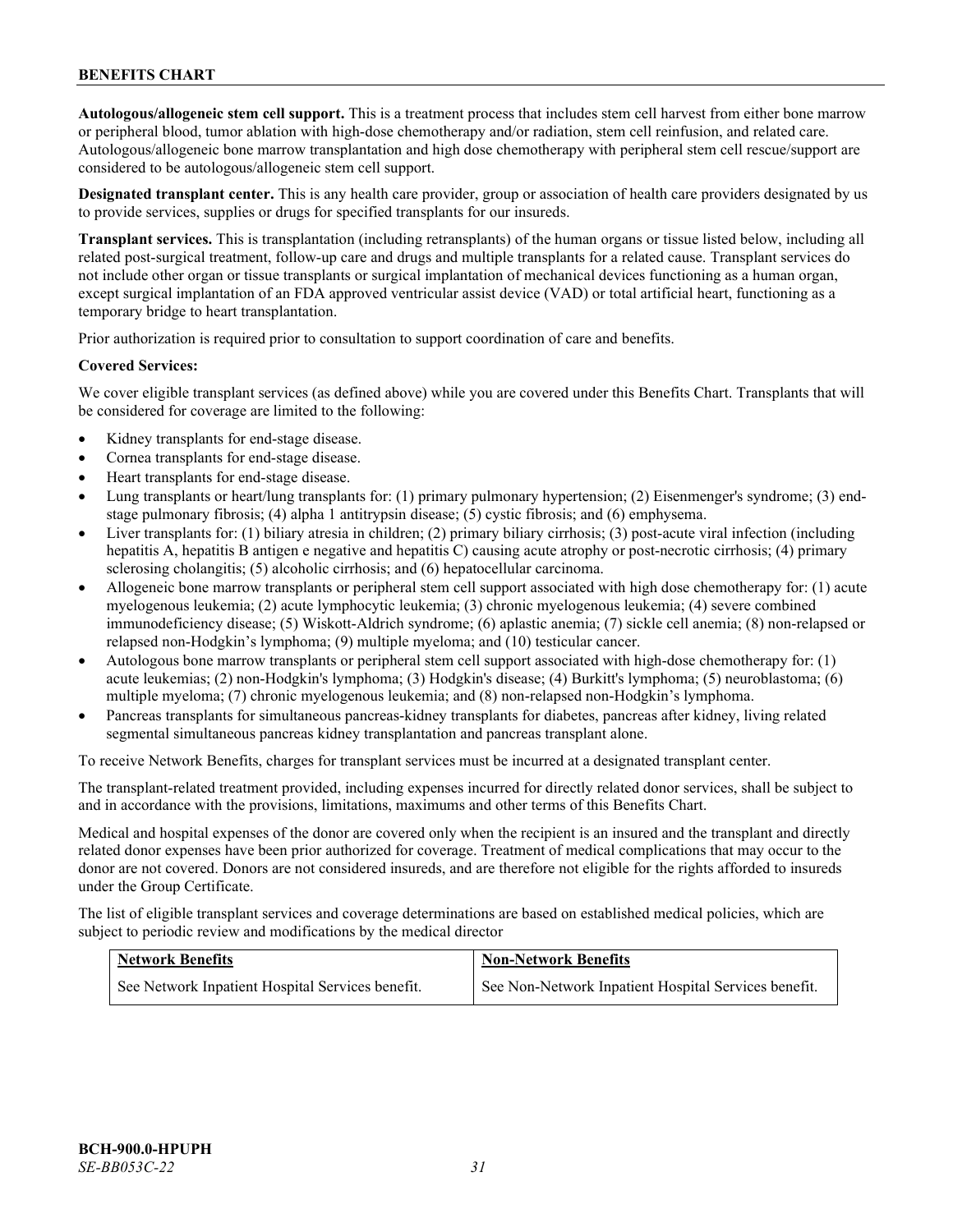**Autologous/allogeneic stem cell support.** This is a treatment process that includes stem cell harvest from either bone marrow or peripheral blood, tumor ablation with high-dose chemotherapy and/or radiation, stem cell reinfusion, and related care. Autologous/allogeneic bone marrow transplantation and high dose chemotherapy with peripheral stem cell rescue/support are considered to be autologous/allogeneic stem cell support.

**Designated transplant center.** This is any health care provider, group or association of health care providers designated by us to provide services, supplies or drugs for specified transplants for our insureds.

**Transplant services.** This is transplantation (including retransplants) of the human organs or tissue listed below, including all related post-surgical treatment, follow-up care and drugs and multiple transplants for a related cause. Transplant services do not include other organ or tissue transplants or surgical implantation of mechanical devices functioning as a human organ, except surgical implantation of an FDA approved ventricular assist device (VAD) or total artificial heart, functioning as a temporary bridge to heart transplantation.

Prior authorization is required prior to consultation to support coordination of care and benefits.

**Covered Services:**

We cover eligible transplant services (as defined above) while you are covered under this Benefits Chart. Transplants that will be considered for coverage are limited to the following:

- Kidney transplants for end-stage disease.
- Cornea transplants for end-stage disease.
- Heart transplants for end-stage disease.
- Lung transplants or heart/lung transplants for: (1) primary pulmonary hypertension; (2) Eisenmenger's syndrome; (3) end-stage pulmonary fibrosis; (4) alpha 1 antitrypsin disease; (5) cystic fibrosis; and (6) emphysema.
- Liver transplants for: (1) biliary atresia in children; (2) primary biliary cirrhosis; (3) post-acute viral infection (including hepatitis A, hepatitis B antigen e negative and hepatitis C) causing acute atrophy or post-necrotic cirrhosis; (4) primary sclerosing cholangitis; (5) alcoholic cirrhosis; and (6) hepatocellular carcinoma.
- Allogeneic bone marrow transplants or peripheral stem cell support associated with high dose chemotherapy for: (1) acute myelogenous leukemia; (2) acute lymphocytic leukemia; (3) chronic myelogenous leukemia; (4) severe combined immunodeficiency disease; (5) Wiskott-Aldrich syndrome; (6) aplastic anemia; (7) sickle cell anemia; (8) non-relapsed or relapsed non-Hodgkin's lymphoma; (9) multiple myeloma; and (10) testicular cancer.
- Autologous bone marrow transplants or peripheral stem cell support associated with high-dose chemotherapy for: (1) acute leukemias; (2) non-Hodgkin's lymphoma; (3) Hodgkin's disease; (4) Burkitt's lymphoma; (5) neuroblastoma; (6) multiple myeloma; (7) chronic myelogenous leukemia; and (8) non-relapsed non-Hodgkin's lymphoma.
- Pancreas transplants for simultaneous pancreas-kidney transplants for diabetes, pancreas after kidney, living related segmental simultaneous pancreas kidney transplantation and pancreas transplant alone.

To receive Network Benefits, charges for transplant services must be incurred at a designated transplant center.

The transplant-related treatment provided, including expenses incurred for directly related donor services, shall be subject to and in accordance with the provisions, limitations, maximums and other terms of this Benefits Chart.

Medical and hospital expenses of the donor are covered only when the recipient is an insured and the transplant and directly related donor expenses have been prior authorized for coverage. Treatment of medical complications that may occur to the donor are not covered. Donors are not considered insureds, and are therefore not eligible for the rights afforded to insureds under the Group Certificate.

The list of eligible transplant services and coverage determinations are based on established medical policies, which are subject to periodic review and modifications by the medical director

| Network Benefits | Non-Network Benefits |
| --- | --- |
| See Network Inpatient Hospital Services benefit. | See Non-Network Inpatient Hospital Services benefit. |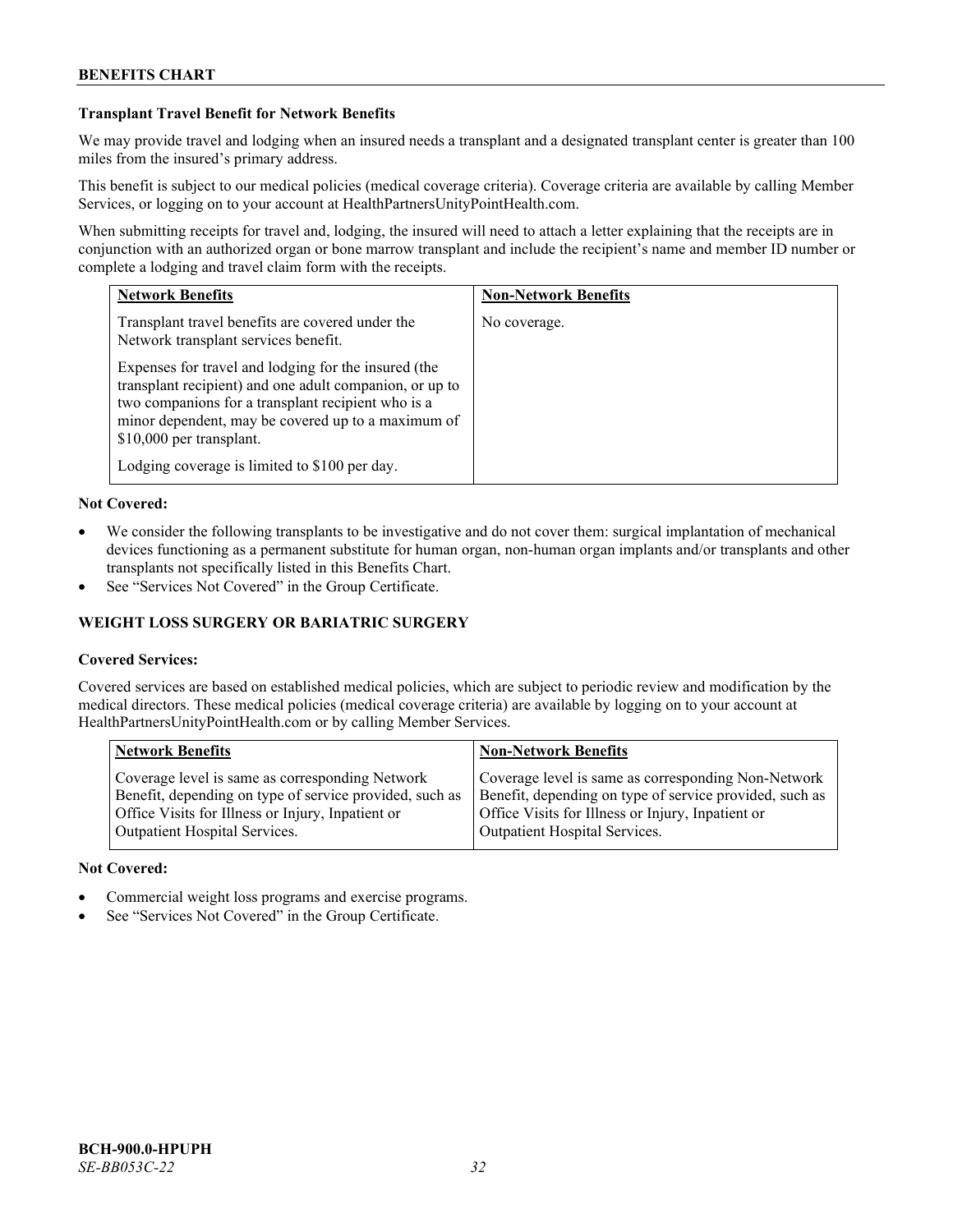**Transplant Travel Benefit for Network Benefits**

We may provide travel and lodging when an insured needs a transplant and a designated transplant center is greater than 100 miles from the insured's primary address.

This benefit is subject to our medical policies (medical coverage criteria). Coverage criteria are available by calling Member Services, or logging on to your account at HealthPartnersUnityPointHealth.com.

When submitting receipts for travel and, lodging, the insured will need to attach a letter explaining that the receipts are in conjunction with an authorized organ or bone marrow transplant and include the recipient's name and member ID number or complete a lodging and travel claim form with the receipts.

| Network Benefits | Non-Network Benefits |
|---|---|
| Transplant travel benefits are covered under the Network transplant services benefit.<br><br>Expenses for travel and lodging for the insured (the transplant recipient) and one adult companion, or up to two companions for a transplant recipient who is a minor dependent, may be covered up to a maximum of $10,000 per transplant.<br><br>Lodging coverage is limited to $100 per day. | No coverage. |

**Not Covered:**

- We consider the following transplants to be investigative and do not cover them: surgical implantation of mechanical devices functioning as a permanent substitute for human organ, non-human organ implants and/or transplants and other transplants not specifically listed in this Benefits Chart.
- See "Services Not Covered" in the Group Certificate.

## WEIGHT LOSS SURGERY OR BARIATRIC SURGERY

**Covered Services:**

Covered services are based on established medical policies, which are subject to periodic review and modification by the medical directors. These medical policies (medical coverage criteria) are available by logging on to your account at HealthPartnersUnityPointHealth.com or by calling Member Services.

| Network Benefits | Non-Network Benefits |
|---|---|
| Coverage level is same as corresponding Network Benefit, depending on type of service provided, such as Office Visits for Illness or Injury, Inpatient or Outpatient Hospital Services. | Coverage level is same as corresponding Non-Network Benefit, depending on type of service provided, such as Office Visits for Illness or Injury, Inpatient or Outpatient Hospital Services. |

**Not Covered:**

- Commercial weight loss programs and exercise programs.
- See "Services Not Covered" in the Group Certificate.

**BCH-900.0-HPUPH**
*SE-BB053C-22*